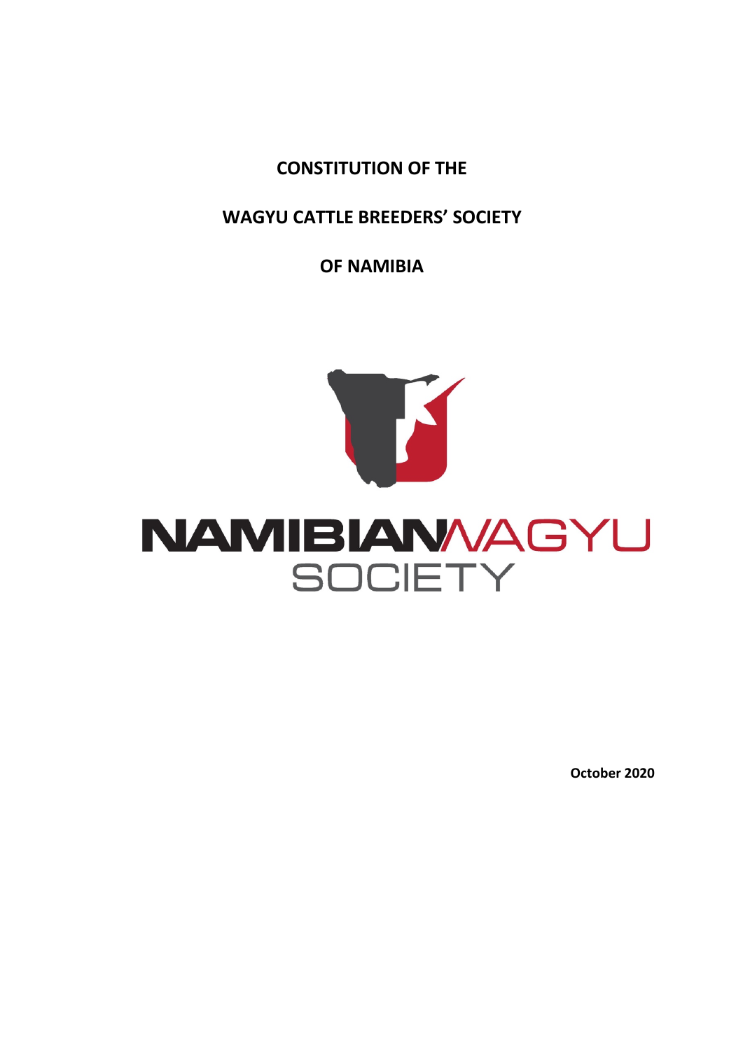# CONSTITUTION OF THE

# WAGYU CATTLE BREEDERS' SOCIETY

# OF NAMIBIA

NAMIBIAN WAGYU
SOCIETY

**October 2020**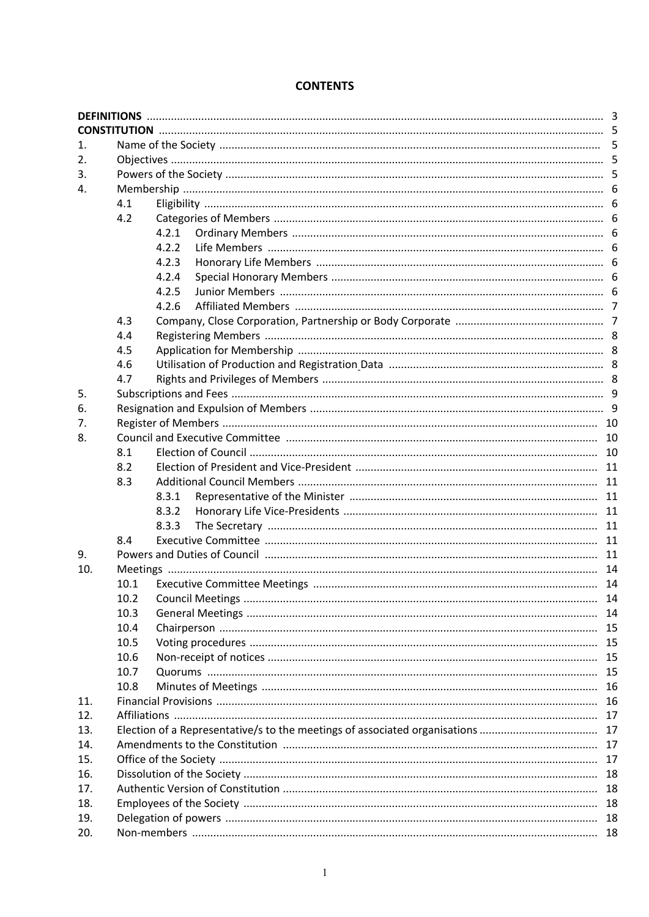# CONTENTS

| | | | | |
|---|---|---|---|---|
| **DEFINITIONS** | | | | 3 |
| **CONSTITUTION** | | | | 5 |
| 1. | Name of the Society | | | 5 |
| 2. | Objectives | | | 5 |
| 3. | Powers of the Society | | | 5 |
| 4. | Membership | | | 6 |
| | 4.1 | Eligibility | | 6 |
| | 4.2 | Categories of Members | | 6 |
| | | 4.2.1 | Ordinary Members | 6 |
| | | 4.2.2 | Life Members | 6 |
| | | 4.2.3 | Honorary Life Members | 6 |
| | | 4.2.4 | Special Honorary Members | 6 |
| | | 4.2.5 | Junior Members | 6 |
| | | 4.2.6 | Affiliated Members | 7 |
| | 4.3 | Company, Close Corporation, Partnership or Body Corporate | | 7 |
| | 4.4 | Registering Members | | 8 |
| | 4.5 | Application for Membership | | 8 |
| | 4.6 | Utilisation of Production and Registration Data | | 8 |
| | 4.7 | Rights and Privileges of Members | | 8 |
| 5. | Subscriptions and Fees | | | 9 |
| 6. | Resignation and Expulsion of Members | | | 9 |
| 7. | Register of Members | | | 10 |
| 8. | Council and Executive Committee | | | 10 |
| | 8.1 | Election of Council | | 10 |
| | 8.2 | Election of President and Vice-President | | 11 |
| | 8.3 | Additional Council Members | | 11 |
| | | 8.3.1 | Representative of the Minister | 11 |
| | | 8.3.2 | Honorary Life Vice-Presidents | 11 |
| | | 8.3.3 | The Secretary | 11 |
| | 8.4 | Executive Committee | | 11 |
| 9. | Powers and Duties of Council | | | 11 |
| 10. | Meetings | | | 14 |
| | 10.1 | Executive Committee Meetings | | 14 |
| | 10.2 | Council Meetings | | 14 |
| | 10.3 | General Meetings | | 14 |
| | 10.4 | Chairperson | | 15 |
| | 10.5 | Voting procedures | | 15 |
| | 10.6 | Non-receipt of notices | | 15 |
| | 10.7 | Quorums | | 15 |
| | 10.8 | Minutes of Meetings | | 16 |
| 11. | Financial Provisions | | | 16 |
| 12. | Affiliations | | | 17 |
| 13. | Election of a Representative/s to the meetings of associated organisations | | | 17 |
| 14. | Amendments to the Constitution | | | 17 |
| 15. | Office of the Society | | | 17 |
| 16. | Dissolution of the Society | | | 18 |
| 17. | Authentic Version of Constitution | | | 18 |
| 18. | Employees of the Society | | | 18 |
| 19. | Delegation of powers | | | 18 |
| 20. | Non-members | | | 18 |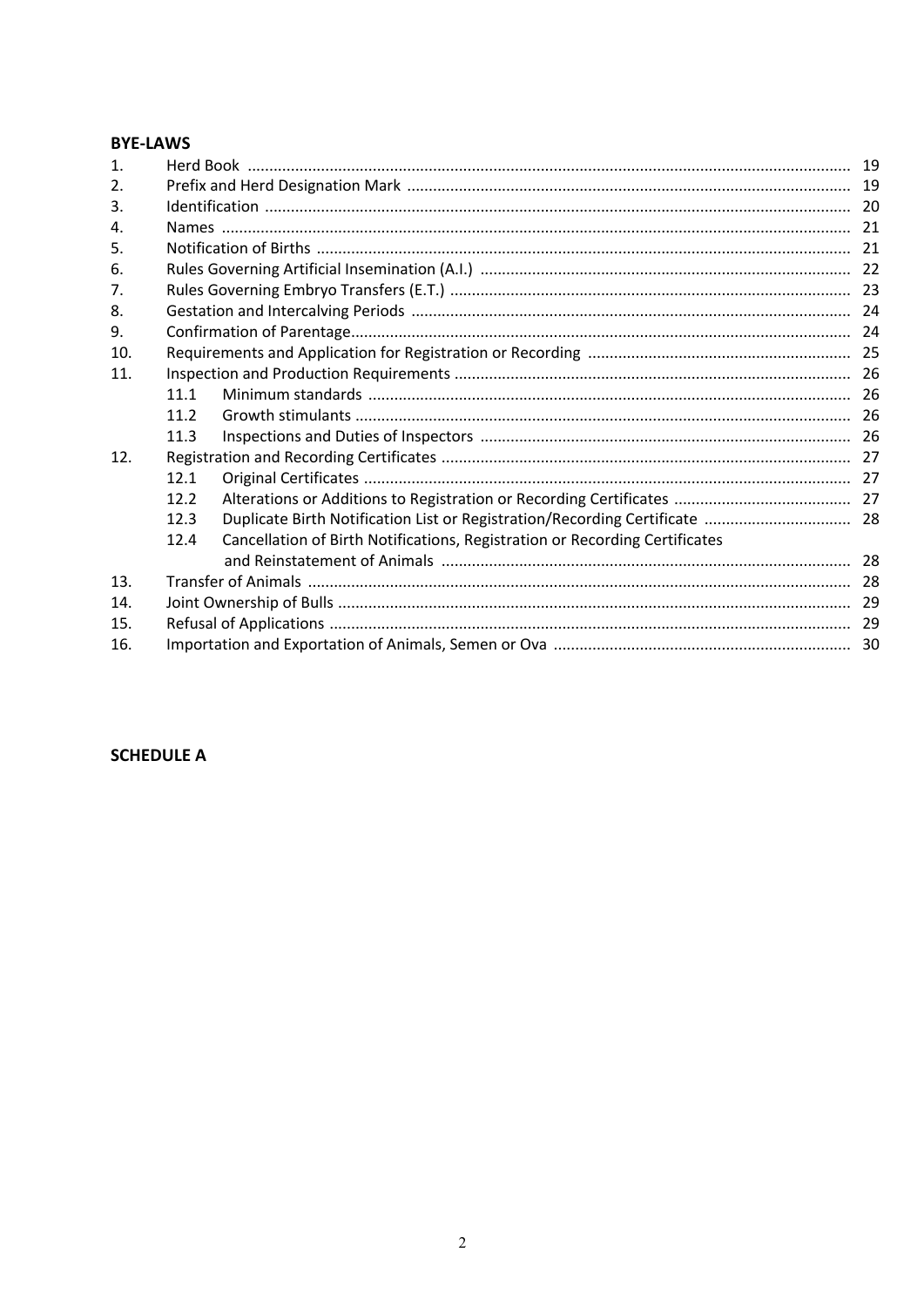**BYE-LAWS**

| | | | |
|---|---|---|---|
| 1. | Herd Book | | 19 |
| 2. | Prefix and Herd Designation Mark | | 19 |
| 3. | Identification | | 20 |
| 4. | Names | | 21 |
| 5. | Notification of Births | | 21 |
| 6. | Rules Governing Artificial Insemination (A.I.) | | 22 |
| 7. | Rules Governing Embryo Transfers (E.T.) | | 23 |
| 8. | Gestation and Intercalving Periods | | 24 |
| 9. | Confirmation of Parentage | | 24 |
| 10. | Requirements and Application for Registration or Recording | | 25 |
| 11. | Inspection and Production Requirements | | 26 |
| | 11.1 | Minimum standards | 26 |
| | 11.2 | Growth stimulants | 26 |
| | 11.3 | Inspections and Duties of Inspectors | 26 |
| 12. | Registration and Recording Certificates | | 27 |
| | 12.1 | Original Certificates | 27 |
| | 12.2 | Alterations or Additions to Registration or Recording Certificates | 27 |
| | 12.3 | Duplicate Birth Notification List or Registration/Recording Certificate | 28 |
| | 12.4 | Cancellation of Birth Notifications, Registration or Recording Certificates and Reinstatement of Animals | 28 |
| 13. | Transfer of Animals | | 28 |
| 14. | Joint Ownership of Bulls | | 29 |
| 15. | Refusal of Applications | | 29 |
| 16. | Importation and Exportation of Animals, Semen or Ova | | 30 |

**SCHEDULE A**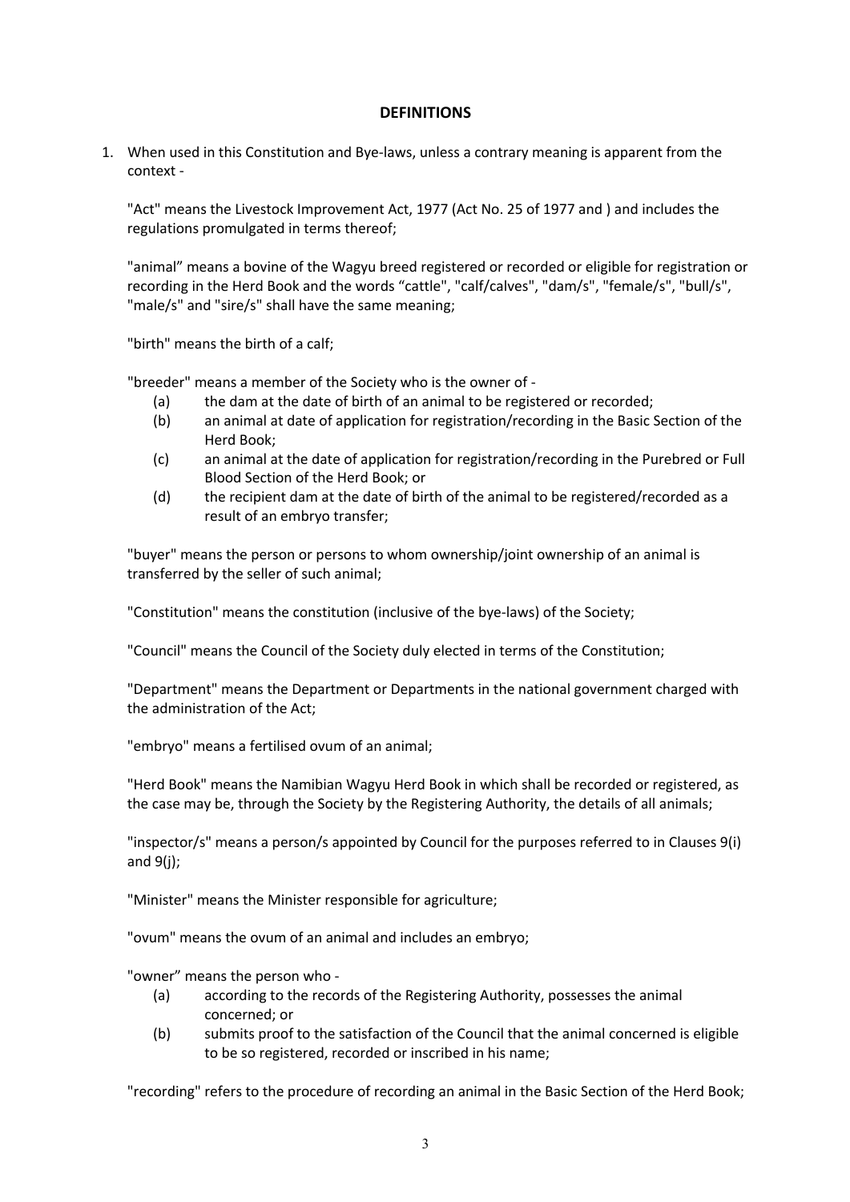## DEFINITIONS

1. When used in this Constitution and Bye-laws, unless a contrary meaning is apparent from the context -

   "Act" means the Livestock Improvement Act, 1977 (Act No. 25 of 1977 and ) and includes the regulations promulgated in terms thereof;

   "animal" means a bovine of the Wagyu breed registered or recorded or eligible for registration or recording in the Herd Book and the words "cattle", "calf/calves", "dam/s", "female/s", "bull/s", "male/s" and "sire/s" shall have the same meaning;

   "birth" means the birth of a calf;

   "breeder" means a member of the Society who is the owner of -

   (a) the dam at the date of birth of an animal to be registered or recorded;
   (b) an animal at date of application for registration/recording in the Basic Section of the Herd Book;
   (c) an animal at the date of application for registration/recording in the Purebred or Full Blood Section of the Herd Book; or
   (d) the recipient dam at the date of birth of the animal to be registered/recorded as a result of an embryo transfer;

   "buyer" means the person or persons to whom ownership/joint ownership of an animal is transferred by the seller of such animal;

   "Constitution" means the constitution (inclusive of the bye-laws) of the Society;

   "Council" means the Council of the Society duly elected in terms of the Constitution;

   "Department" means the Department or Departments in the national government charged with the administration of the Act;

   "embryo" means a fertilised ovum of an animal;

   "Herd Book" means the Namibian Wagyu Herd Book in which shall be recorded or registered, as the case may be, through the Society by the Registering Authority, the details of all animals;

   "inspector/s" means a person/s appointed by Council for the purposes referred to in Clauses 9(i) and 9(j);

   "Minister" means the Minister responsible for agriculture;

   "ovum" means the ovum of an animal and includes an embryo;

   "owner" means the person who -

   (a) according to the records of the Registering Authority, possesses the animal concerned; or
   (b) submits proof to the satisfaction of the Council that the animal concerned is eligible to be so registered, recorded or inscribed in his name;

   "recording" refers to the procedure of recording an animal in the Basic Section of the Herd Book;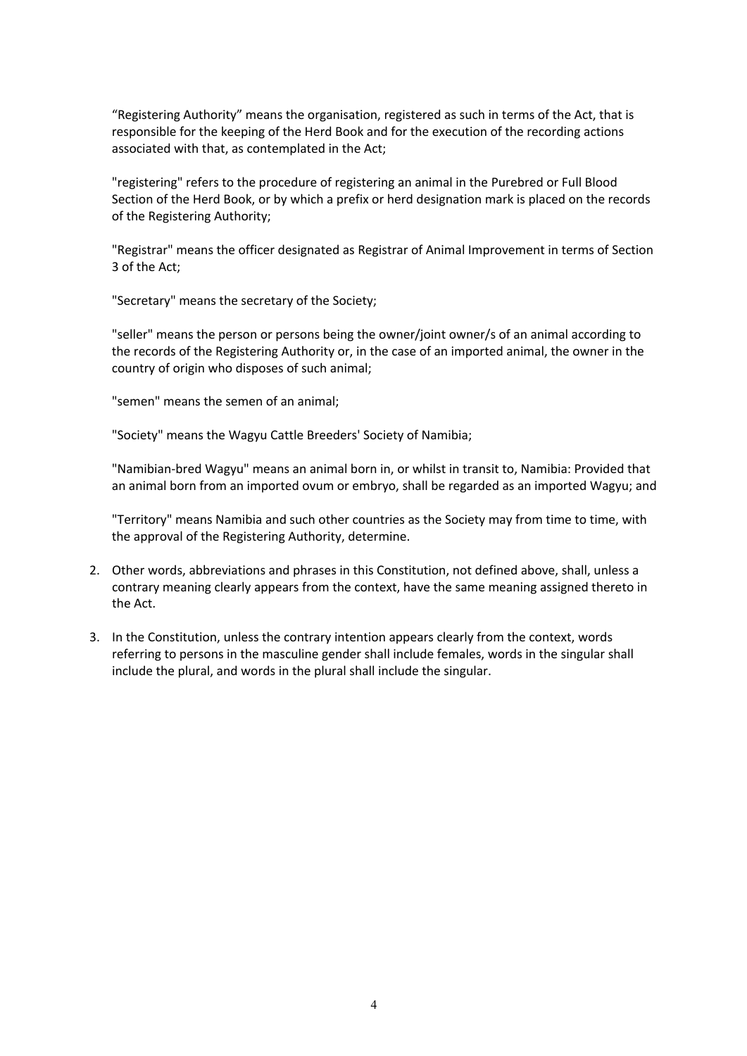“Registering Authority” means the organisation, registered as such in terms of the Act, that is responsible for the keeping of the Herd Book and for the execution of the recording actions associated with that, as contemplated in the Act;

"registering" refers to the procedure of registering an animal in the Purebred or Full Blood Section of the Herd Book, or by which a prefix or herd designation mark is placed on the records of the Registering Authority;

"Registrar" means the officer designated as Registrar of Animal Improvement in terms of Section 3 of the Act;

"Secretary" means the secretary of the Society;

"seller" means the person or persons being the owner/joint owner/s of an animal according to the records of the Registering Authority or, in the case of an imported animal, the owner in the country of origin who disposes of such animal;

"semen" means the semen of an animal;

"Society" means the Wagyu Cattle Breeders' Society of Namibia;

"Namibian-bred Wagyu" means an animal born in, or whilst in transit to, Namibia: Provided that an animal born from an imported ovum or embryo, shall be regarded as an imported Wagyu; and

"Territory" means Namibia and such other countries as the Society may from time to time, with the approval of the Registering Authority, determine.

2. Other words, abbreviations and phrases in this Constitution, not defined above, shall, unless a contrary meaning clearly appears from the context, have the same meaning assigned thereto in the Act.

3. In the Constitution, unless the contrary intention appears clearly from the context, words referring to persons in the masculine gender shall include females, words in the singular shall include the plural, and words in the plural shall include the singular.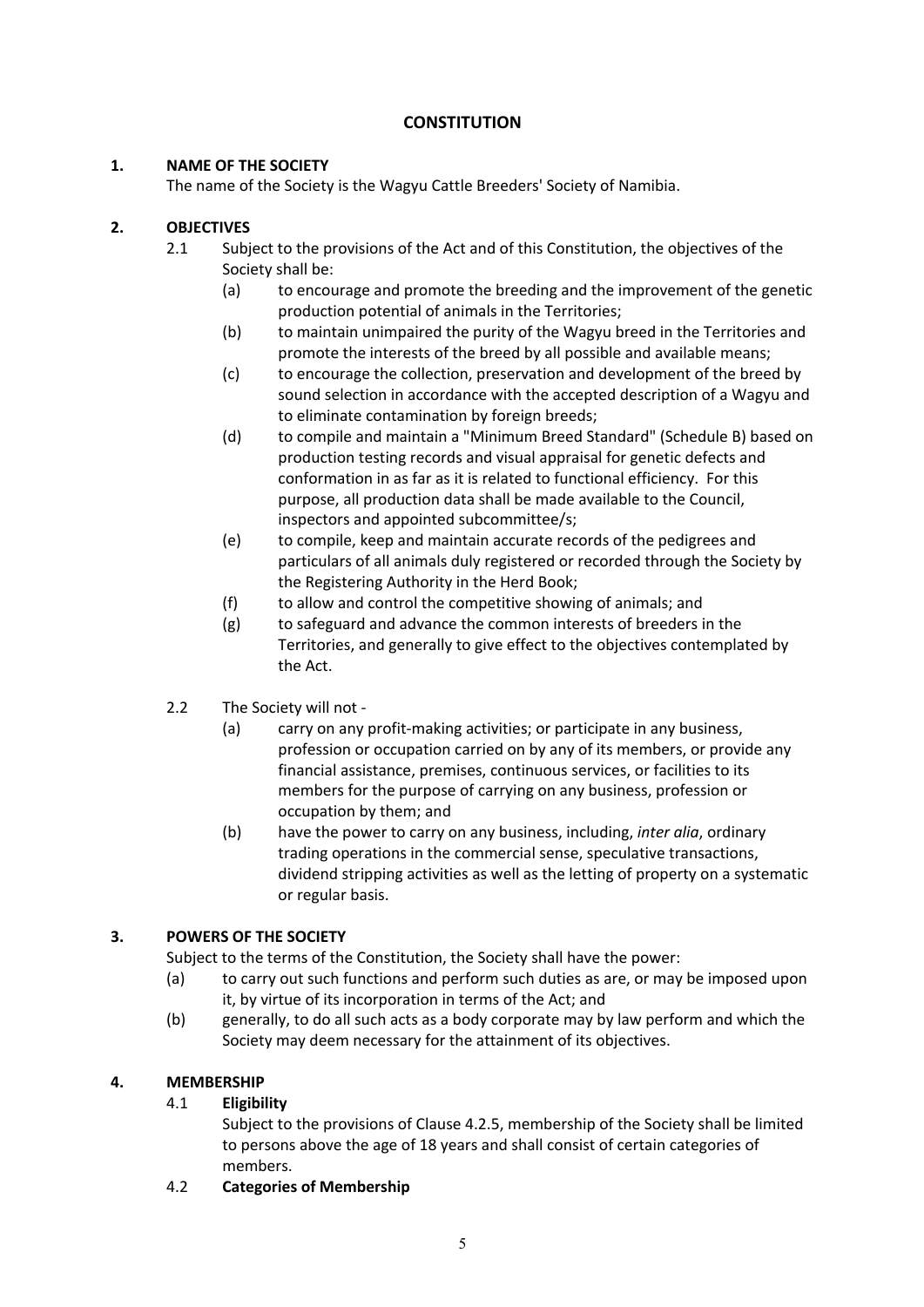# CONSTITUTION

## 1. NAME OF THE SOCIETY

The name of the Society is the Wagyu Cattle Breeders' Society of Namibia.

## 2. OBJECTIVES

2.1 Subject to the provisions of the Act and of this Constitution, the objectives of the Society shall be:

(a) to encourage and promote the breeding and the improvement of the genetic production potential of animals in the Territories;

(b) to maintain unimpaired the purity of the Wagyu breed in the Territories and promote the interests of the breed by all possible and available means;

(c) to encourage the collection, preservation and development of the breed by sound selection in accordance with the accepted description of a Wagyu and to eliminate contamination by foreign breeds;

(d) to compile and maintain a "Minimum Breed Standard" (Schedule B) based on production testing records and visual appraisal for genetic defects and conformation in as far as it is related to functional efficiency. For this purpose, all production data shall be made available to the Council, inspectors and appointed subcommittee/s;

(e) to compile, keep and maintain accurate records of the pedigrees and particulars of all animals duly registered or recorded through the Society by the Registering Authority in the Herd Book;

(f) to allow and control the competitive showing of animals; and

(g) to safeguard and advance the common interests of breeders in the Territories, and generally to give effect to the objectives contemplated by the Act.

2.2 The Society will not -

(a) carry on any profit-making activities; or participate in any business, profession or occupation carried on by any of its members, or provide any financial assistance, premises, continuous services, or facilities to its members for the purpose of carrying on any business, profession or occupation by them; and

(b) have the power to carry on any business, including, *inter alia*, ordinary trading operations in the commercial sense, speculative transactions, dividend stripping activities as well as the letting of property on a systematic or regular basis.

## 3. POWERS OF THE SOCIETY

Subject to the terms of the Constitution, the Society shall have the power:

(a) to carry out such functions and perform such duties as are, or may be imposed upon it, by virtue of its incorporation in terms of the Act; and

(b) generally, to do all such acts as a body corporate may by law perform and which the Society may deem necessary for the attainment of its objectives.

## 4. MEMBERSHIP

4.1 **Eligibility**

Subject to the provisions of Clause 4.2.5, membership of the Society shall be limited to persons above the age of 18 years and shall consist of certain categories of members.

4.2 **Categories of Membership**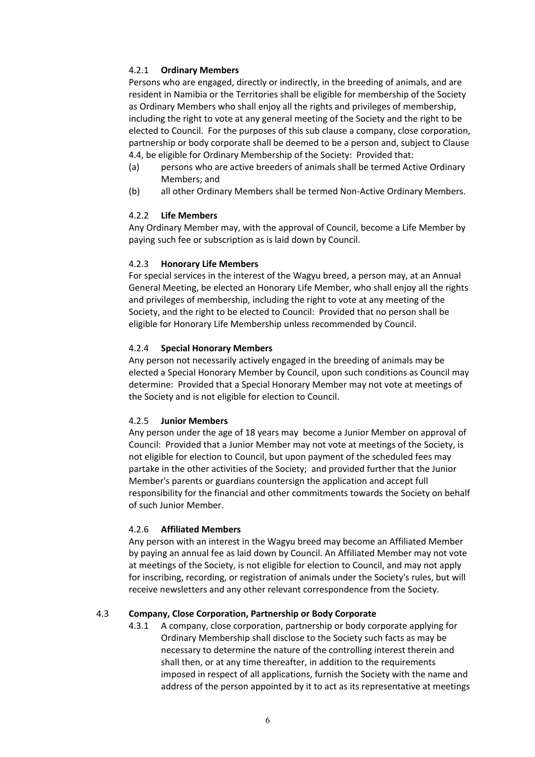4.2.1 **Ordinary Members**

Persons who are engaged, directly or indirectly, in the breeding of animals, and are resident in Namibia or the Territories shall be eligible for membership of the Society as Ordinary Members who shall enjoy all the rights and privileges of membership, including the right to vote at any general meeting of the Society and the right to be elected to Council. For the purposes of this sub clause a company, close corporation, partnership or body corporate shall be deemed to be a person and, subject to Clause 4.4, be eligible for Ordinary Membership of the Society: Provided that:

(a) persons who are active breeders of animals shall be termed Active Ordinary Members; and

(b) all other Ordinary Members shall be termed Non-Active Ordinary Members.

4.2.2 **Life Members**

Any Ordinary Member may, with the approval of Council, become a Life Member by paying such fee or subscription as is laid down by Council.

4.2.3 **Honorary Life Members**

For special services in the interest of the Wagyu breed, a person may, at an Annual General Meeting, be elected an Honorary Life Member, who shall enjoy all the rights and privileges of membership, including the right to vote at any meeting of the Society, and the right to be elected to Council: Provided that no person shall be eligible for Honorary Life Membership unless recommended by Council.

4.2.4 **Special Honorary Members**

Any person not necessarily actively engaged in the breeding of animals may be elected a Special Honorary Member by Council, upon such conditions as Council may determine: Provided that a Special Honorary Member may not vote at meetings of the Society and is not eligible for election to Council.

4.2.5 **Junior Members**

Any person under the age of 18 years may become a Junior Member on approval of Council: Provided that a Junior Member may not vote at meetings of the Society, is not eligible for election to Council, but upon payment of the scheduled fees may partake in the other activities of the Society; and provided further that the Junior Member's parents or guardians countersign the application and accept full responsibility for the financial and other commitments towards the Society on behalf of such Junior Member.

4.2.6 **Affiliated Members**

Any person with an interest in the Wagyu breed may become an Affiliated Member by paying an annual fee as laid down by Council. An Affiliated Member may not vote at meetings of the Society, is not eligible for election to Council, and may not apply for inscribing, recording, or registration of animals under the Society's rules, but will receive newsletters and any other relevant correspondence from the Society.

4.3 **Company, Close Corporation, Partnership or Body Corporate**

4.3.1 A company, close corporation, partnership or body corporate applying for Ordinary Membership shall disclose to the Society such facts as may be necessary to determine the nature of the controlling interest therein and shall then, or at any time thereafter, in addition to the requirements imposed in respect of all applications, furnish the Society with the name and address of the person appointed by it to act as its representative at meetings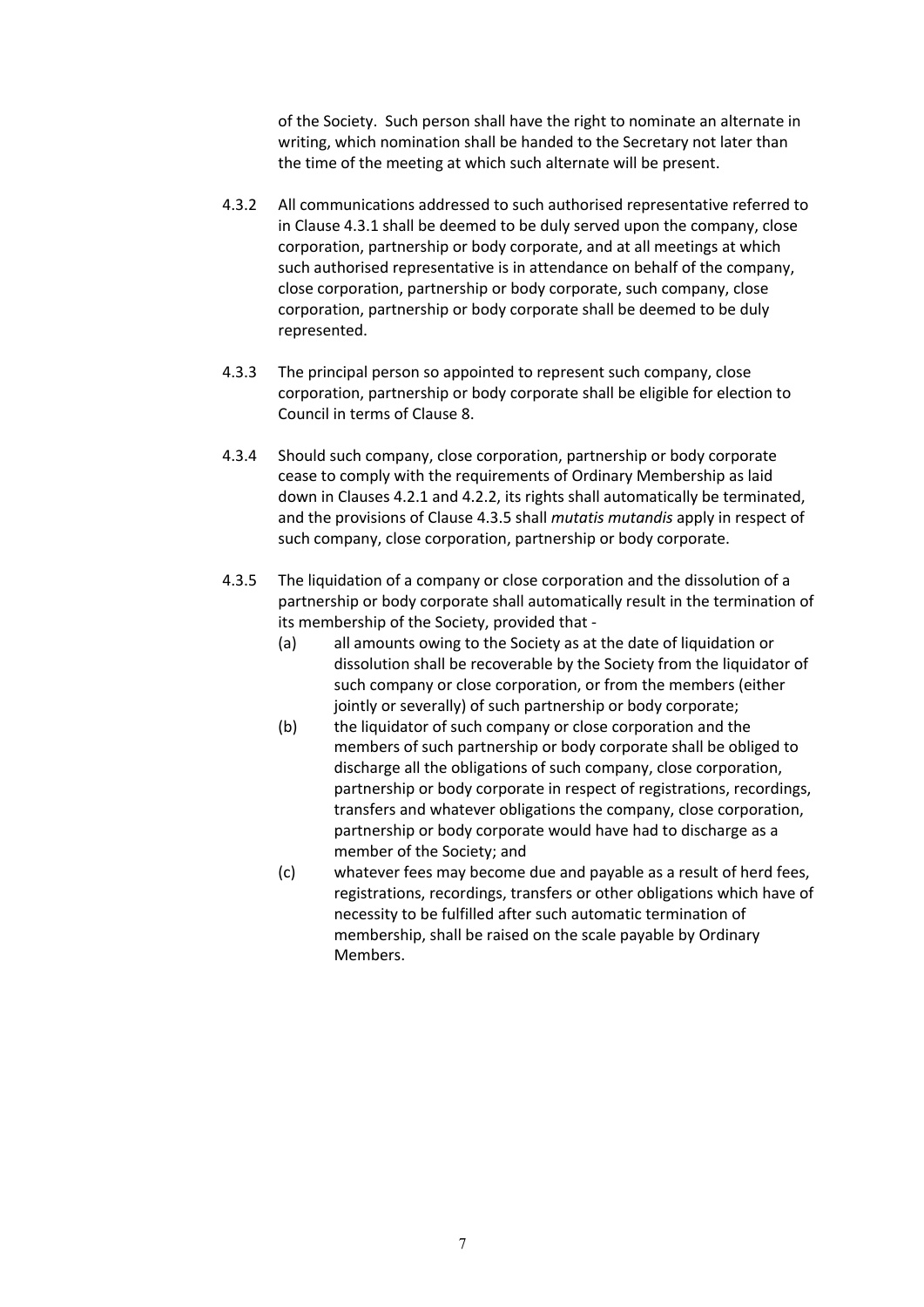of the Society. Such person shall have the right to nominate an alternate in writing, which nomination shall be handed to the Secretary not later than the time of the meeting at which such alternate will be present.

4.3.2 All communications addressed to such authorised representative referred to in Clause 4.3.1 shall be deemed to be duly served upon the company, close corporation, partnership or body corporate, and at all meetings at which such authorised representative is in attendance on behalf of the company, close corporation, partnership or body corporate, such company, close corporation, partnership or body corporate shall be deemed to be duly represented.

4.3.3 The principal person so appointed to represent such company, close corporation, partnership or body corporate shall be eligible for election to Council in terms of Clause 8.

4.3.4 Should such company, close corporation, partnership or body corporate cease to comply with the requirements of Ordinary Membership as laid down in Clauses 4.2.1 and 4.2.2, its rights shall automatically be terminated, and the provisions of Clause 4.3.5 shall *mutatis mutandis* apply in respect of such company, close corporation, partnership or body corporate.

4.3.5 The liquidation of a company or close corporation and the dissolution of a partnership or body corporate shall automatically result in the termination of its membership of the Society, provided that -

(a) all amounts owing to the Society as at the date of liquidation or dissolution shall be recoverable by the Society from the liquidator of such company or close corporation, or from the members (either jointly or severally) of such partnership or body corporate;

(b) the liquidator of such company or close corporation and the members of such partnership or body corporate shall be obliged to discharge all the obligations of such company, close corporation, partnership or body corporate in respect of registrations, recordings, transfers and whatever obligations the company, close corporation, partnership or body corporate would have had to discharge as a member of the Society; and

(c) whatever fees may become due and payable as a result of herd fees, registrations, recordings, transfers or other obligations which have of necessity to be fulfilled after such automatic termination of membership, shall be raised on the scale payable by Ordinary Members.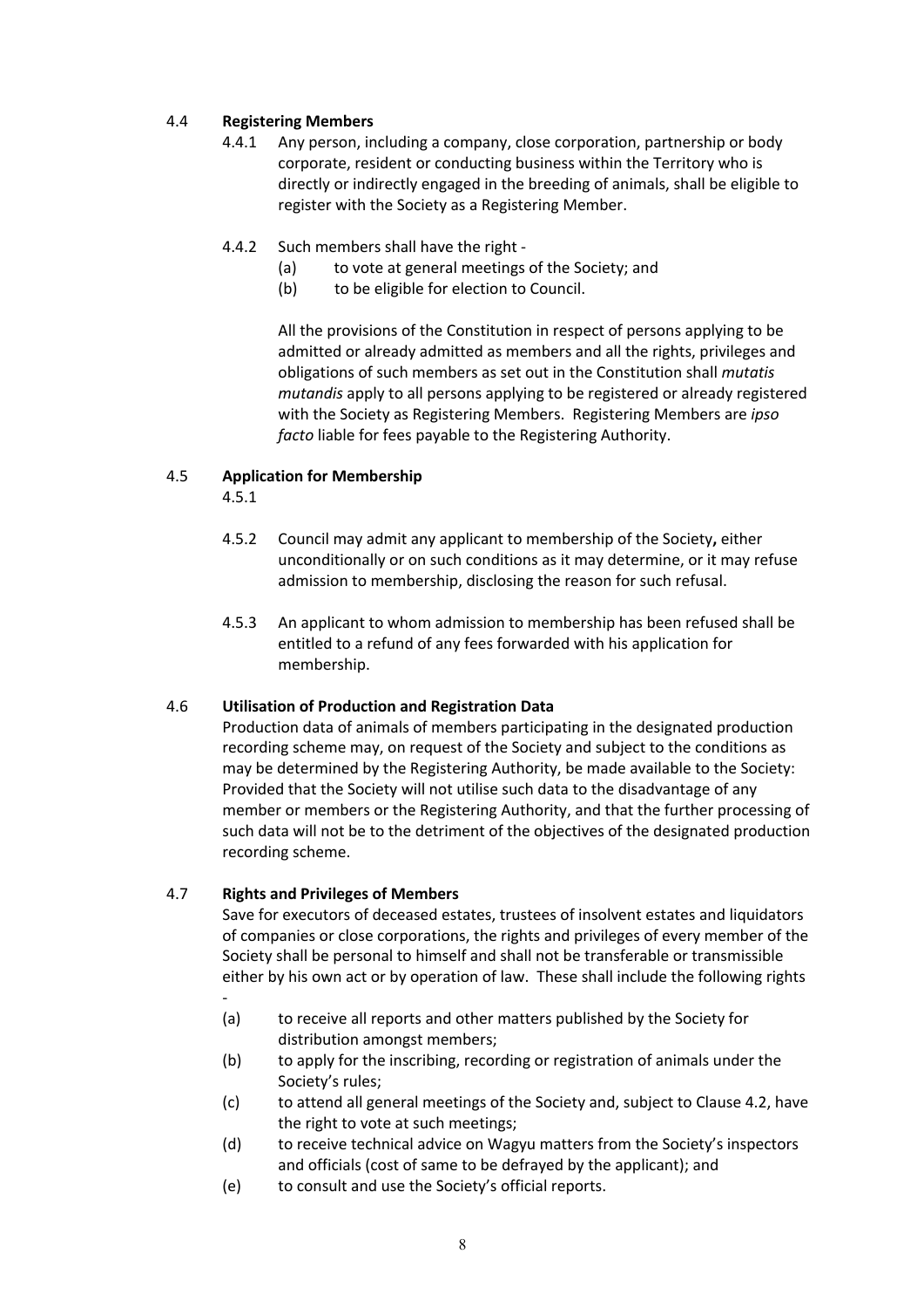4.4 **Registering Members**

4.4.1 Any person, including a company, close corporation, partnership or body corporate, resident or conducting business within the Territory who is directly or indirectly engaged in the breeding of animals, shall be eligible to register with the Society as a Registering Member.

4.4.2 Such members shall have the right -

(a) to vote at general meetings of the Society; and

(b) to be eligible for election to Council.

All the provisions of the Constitution in respect of persons applying to be admitted or already admitted as members and all the rights, privileges and obligations of such members as set out in the Constitution shall *mutatis mutandis* apply to all persons applying to be registered or already registered with the Society as Registering Members. Registering Members are *ipso facto* liable for fees payable to the Registering Authority.

4.5 **Application for Membership**

4.5.1

4.5.2 Council may admit any applicant to membership of the Society**,** either unconditionally or on such conditions as it may determine, or it may refuse admission to membership, disclosing the reason for such refusal.

4.5.3 An applicant to whom admission to membership has been refused shall be entitled to a refund of any fees forwarded with his application for membership.

4.6 **Utilisation of Production and Registration Data**

Production data of animals of members participating in the designated production recording scheme may, on request of the Society and subject to the conditions as may be determined by the Registering Authority, be made available to the Society: Provided that the Society will not utilise such data to the disadvantage of any member or members or the Registering Authority, and that the further processing of such data will not be to the detriment of the objectives of the designated production recording scheme.

4.7 **Rights and Privileges of Members**

Save for executors of deceased estates, trustees of insolvent estates and liquidators of companies or close corporations, the rights and privileges of every member of the Society shall be personal to himself and shall not be transferable or transmissible either by his own act or by operation of law. These shall include the following rights -

(a) to receive all reports and other matters published by the Society for distribution amongst members;

(b) to apply for the inscribing, recording or registration of animals under the Society's rules;

(c) to attend all general meetings of the Society and, subject to Clause 4.2, have the right to vote at such meetings;

(d) to receive technical advice on Wagyu matters from the Society's inspectors and officials (cost of same to be defrayed by the applicant); and

(e) to consult and use the Society's official reports.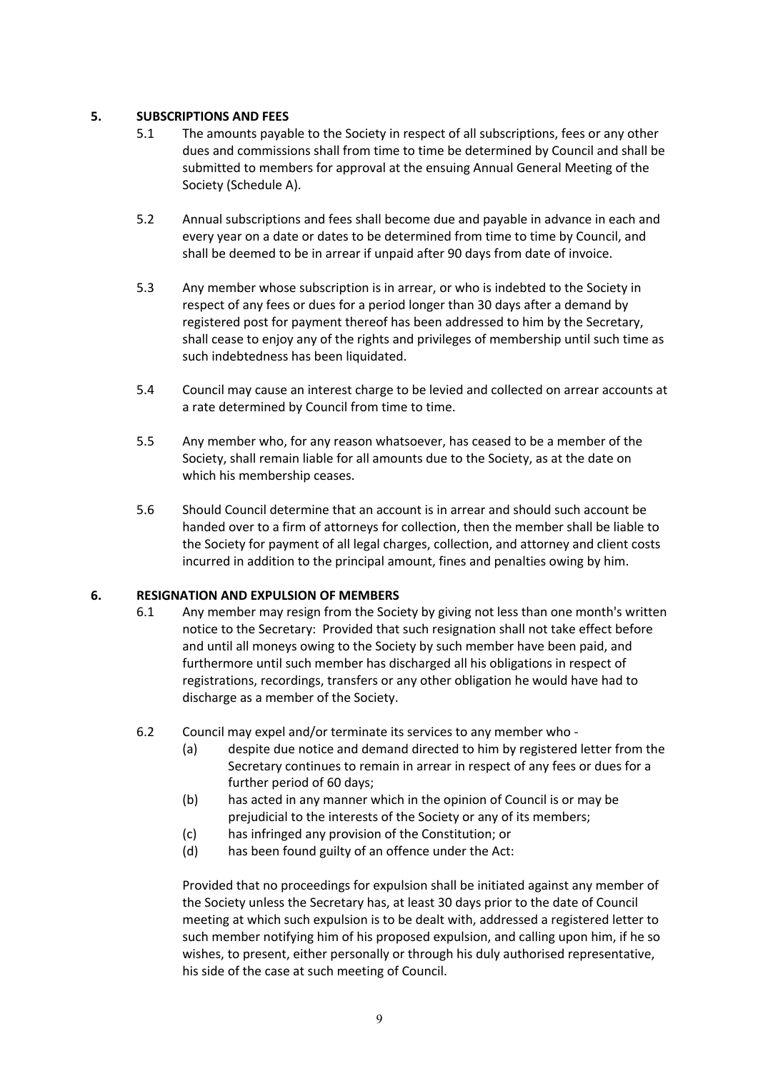## 5. SUBSCRIPTIONS AND FEES

5.1 The amounts payable to the Society in respect of all subscriptions, fees or any other dues and commissions shall from time to time be determined by Council and shall be submitted to members for approval at the ensuing Annual General Meeting of the Society (Schedule A).

5.2 Annual subscriptions and fees shall become due and payable in advance in each and every year on a date or dates to be determined from time to time by Council, and shall be deemed to be in arrear if unpaid after 90 days from date of invoice.

5.3 Any member whose subscription is in arrear, or who is indebted to the Society in respect of any fees or dues for a period longer than 30 days after a demand by registered post for payment thereof has been addressed to him by the Secretary, shall cease to enjoy any of the rights and privileges of membership until such time as such indebtedness has been liquidated.

5.4 Council may cause an interest charge to be levied and collected on arrear accounts at a rate determined by Council from time to time.

5.5 Any member who, for any reason whatsoever, has ceased to be a member of the Society, shall remain liable for all amounts due to the Society, as at the date on which his membership ceases.

5.6 Should Council determine that an account is in arrear and should such account be handed over to a firm of attorneys for collection, then the member shall be liable to the Society for payment of all legal charges, collection, and attorney and client costs incurred in addition to the principal amount, fines and penalties owing by him.

## 6. RESIGNATION AND EXPULSION OF MEMBERS

6.1 Any member may resign from the Society by giving not less than one month's written notice to the Secretary: Provided that such resignation shall not take effect before and until all moneys owing to the Society by such member have been paid, and furthermore until such member has discharged all his obligations in respect of registrations, recordings, transfers or any other obligation he would have had to discharge as a member of the Society.

6.2 Council may expel and/or terminate its services to any member who -

(a) despite due notice and demand directed to him by registered letter from the Secretary continues to remain in arrear in respect of any fees or dues for a further period of 60 days;

(b) has acted in any manner which in the opinion of Council is or may be prejudicial to the interests of the Society or any of its members;

(c) has infringed any provision of the Constitution; or

(d) has been found guilty of an offence under the Act:

Provided that no proceedings for expulsion shall be initiated against any member of the Society unless the Secretary has, at least 30 days prior to the date of Council meeting at which such expulsion is to be dealt with, addressed a registered letter to such member notifying him of his proposed expulsion, and calling upon him, if he so wishes, to present, either personally or through his duly authorised representative, his side of the case at such meeting of Council.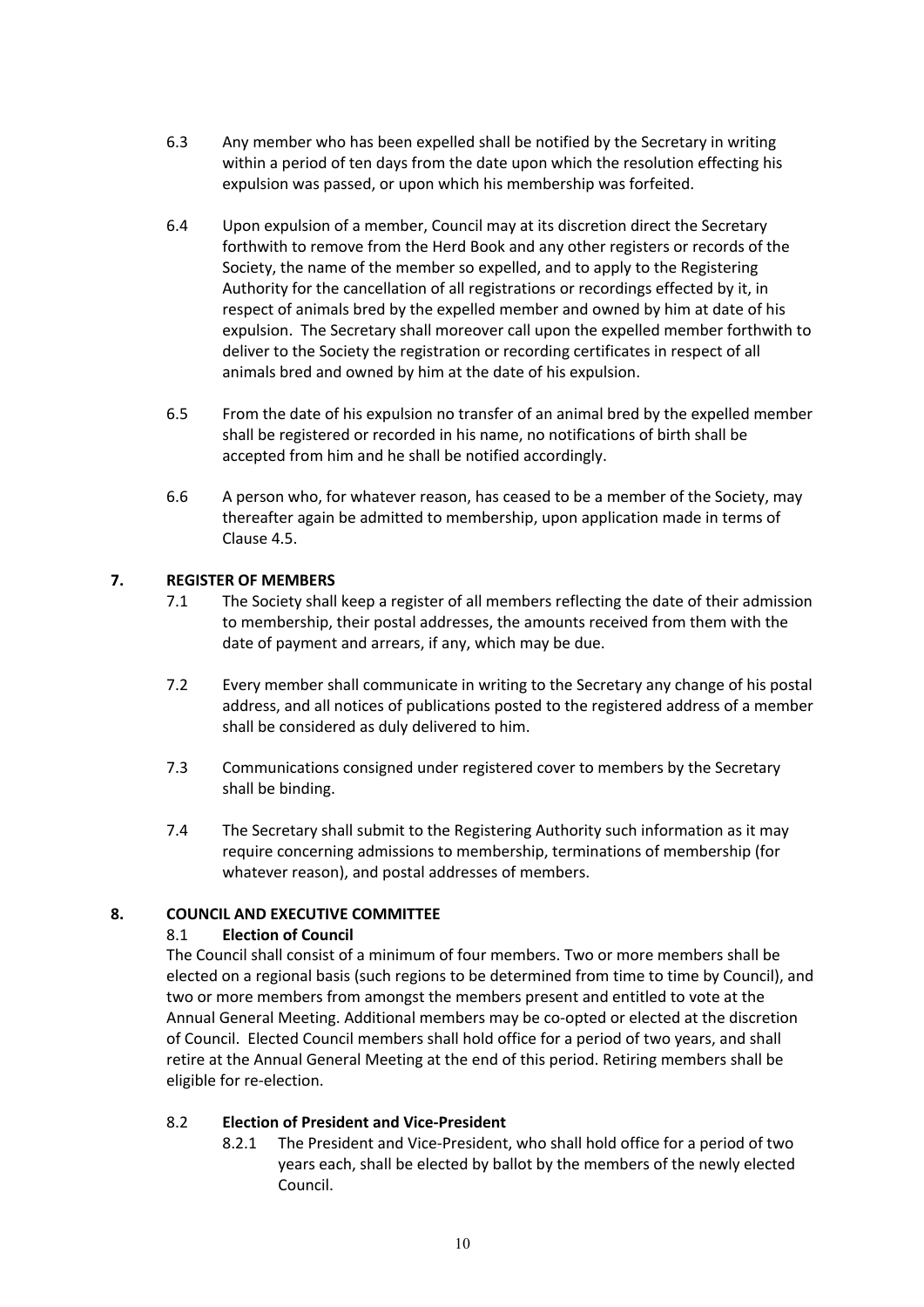6.3 Any member who has been expelled shall be notified by the Secretary in writing within a period of ten days from the date upon which the resolution effecting his expulsion was passed, or upon which his membership was forfeited.

6.4 Upon expulsion of a member, Council may at its discretion direct the Secretary forthwith to remove from the Herd Book and any other registers or records of the Society, the name of the member so expelled, and to apply to the Registering Authority for the cancellation of all registrations or recordings effected by it, in respect of animals bred by the expelled member and owned by him at date of his expulsion. The Secretary shall moreover call upon the expelled member forthwith to deliver to the Society the registration or recording certificates in respect of all animals bred and owned by him at the date of his expulsion.

6.5 From the date of his expulsion no transfer of an animal bred by the expelled member shall be registered or recorded in his name, no notifications of birth shall be accepted from him and he shall be notified accordingly.

6.6 A person who, for whatever reason, has ceased to be a member of the Society, may thereafter again be admitted to membership, upon application made in terms of Clause 4.5.

## 7. REGISTER OF MEMBERS

7.1 The Society shall keep a register of all members reflecting the date of their admission to membership, their postal addresses, the amounts received from them with the date of payment and arrears, if any, which may be due.

7.2 Every member shall communicate in writing to the Secretary any change of his postal address, and all notices of publications posted to the registered address of a member shall be considered as duly delivered to him.

7.3 Communications consigned under registered cover to members by the Secretary shall be binding.

7.4 The Secretary shall submit to the Registering Authority such information as it may require concerning admissions to membership, terminations of membership (for whatever reason), and postal addresses of members.

## 8. COUNCIL AND EXECUTIVE COMMITTEE

### 8.1 Election of Council

The Council shall consist of a minimum of four members. Two or more members shall be elected on a regional basis (such regions to be determined from time to time by Council), and two or more members from amongst the members present and entitled to vote at the Annual General Meeting. Additional members may be co-opted or elected at the discretion of Council. Elected Council members shall hold office for a period of two years, and shall retire at the Annual General Meeting at the end of this period. Retiring members shall be eligible for re-election.

### 8.2 Election of President and Vice-President

8.2.1 The President and Vice-President, who shall hold office for a period of two years each, shall be elected by ballot by the members of the newly elected Council.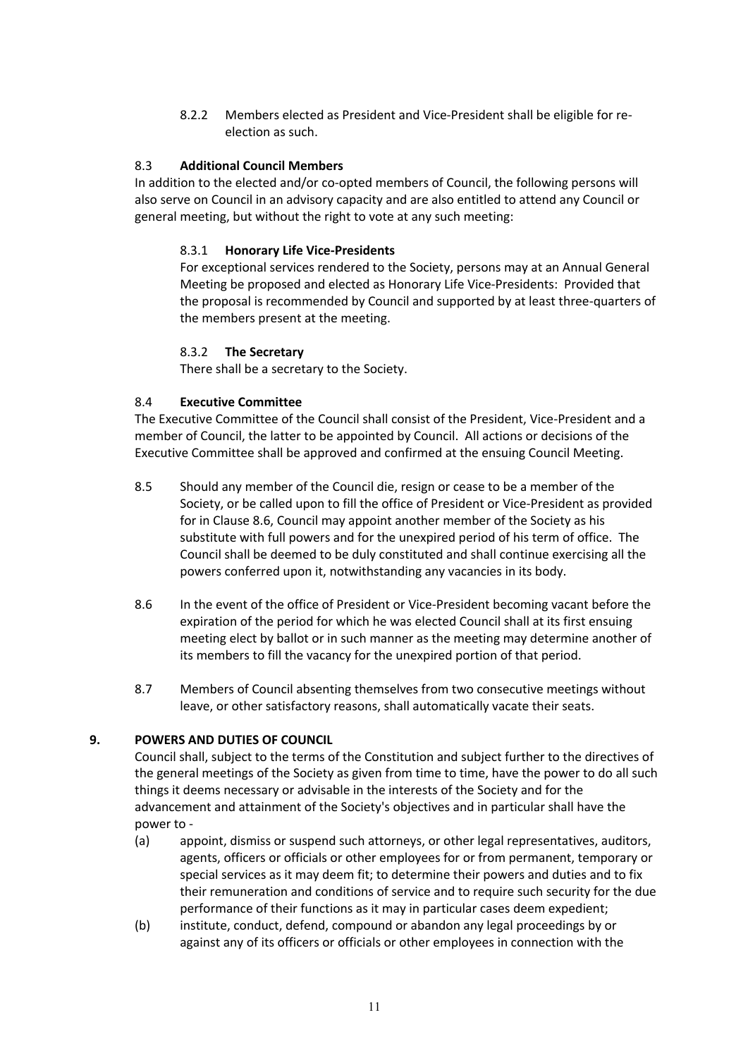8.2.2 Members elected as President and Vice-President shall be eligible for re-election as such.

### 8.3 Additional Council Members

In addition to the elected and/or co-opted members of Council, the following persons will also serve on Council in an advisory capacity and are also entitled to attend any Council or general meeting, but without the right to vote at any such meeting:

#### 8.3.1 Honorary Life Vice-Presidents

For exceptional services rendered to the Society, persons may at an Annual General Meeting be proposed and elected as Honorary Life Vice-Presidents: Provided that the proposal is recommended by Council and supported by at least three-quarters of the members present at the meeting.

#### 8.3.2 The Secretary

There shall be a secretary to the Society.

### 8.4 Executive Committee

The Executive Committee of the Council shall consist of the President, Vice-President and a member of Council, the latter to be appointed by Council. All actions or decisions of the Executive Committee shall be approved and confirmed at the ensuing Council Meeting.

8.5 Should any member of the Council die, resign or cease to be a member of the Society, or be called upon to fill the office of President or Vice-President as provided for in Clause 8.6, Council may appoint another member of the Society as his substitute with full powers and for the unexpired period of his term of office. The Council shall be deemed to be duly constituted and shall continue exercising all the powers conferred upon it, notwithstanding any vacancies in its body.

8.6 In the event of the office of President or Vice-President becoming vacant before the expiration of the period for which he was elected Council shall at its first ensuing meeting elect by ballot or in such manner as the meeting may determine another of its members to fill the vacancy for the unexpired portion of that period.

8.7 Members of Council absenting themselves from two consecutive meetings without leave, or other satisfactory reasons, shall automatically vacate their seats.

## 9. POWERS AND DUTIES OF COUNCIL

Council shall, subject to the terms of the Constitution and subject further to the directives of the general meetings of the Society as given from time to time, have the power to do all such things it deems necessary or advisable in the interests of the Society and for the advancement and attainment of the Society's objectives and in particular shall have the power to -

(a) appoint, dismiss or suspend such attorneys, or other legal representatives, auditors, agents, officers or officials or other employees for or from permanent, temporary or special services as it may deem fit; to determine their powers and duties and to fix their remuneration and conditions of service and to require such security for the due performance of their functions as it may in particular cases deem expedient;

(b) institute, conduct, defend, compound or abandon any legal proceedings by or against any of its officers or officials or other employees in connection with the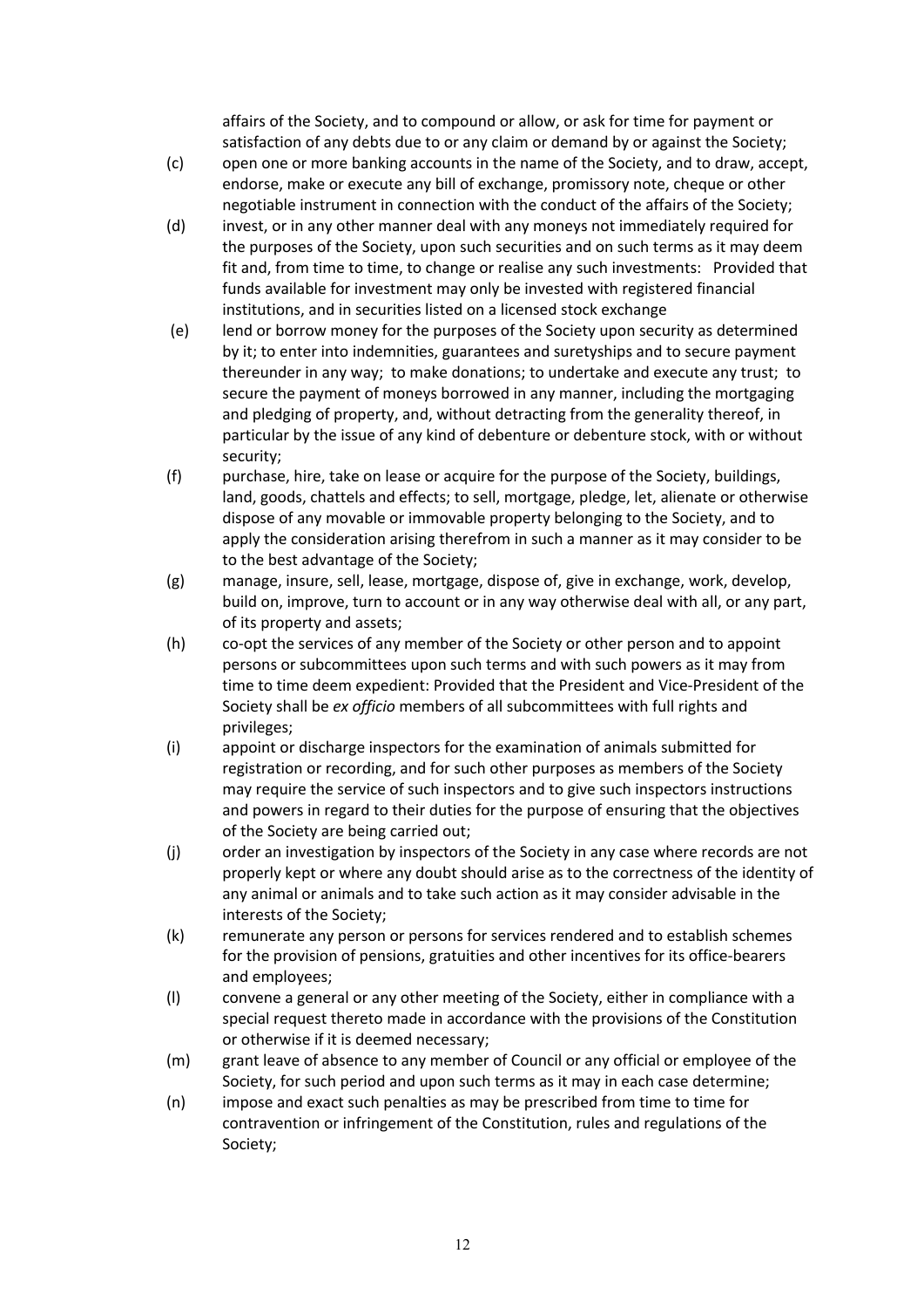affairs of the Society, and to compound or allow, or ask for time for payment or satisfaction of any debts due to or any claim or demand by or against the Society;

(c) open one or more banking accounts in the name of the Society, and to draw, accept, endorse, make or execute any bill of exchange, promissory note, cheque or other negotiable instrument in connection with the conduct of the affairs of the Society;

(d) invest, or in any other manner deal with any moneys not immediately required for the purposes of the Society, upon such securities and on such terms as it may deem fit and, from time to time, to change or realise any such investments: Provided that funds available for investment may only be invested with registered financial institutions, and in securities listed on a licensed stock exchange

(e) lend or borrow money for the purposes of the Society upon security as determined by it; to enter into indemnities, guarantees and suretyships and to secure payment thereunder in any way; to make donations; to undertake and execute any trust; to secure the payment of moneys borrowed in any manner, including the mortgaging and pledging of property, and, without detracting from the generality thereof, in particular by the issue of any kind of debenture or debenture stock, with or without security;

(f) purchase, hire, take on lease or acquire for the purpose of the Society, buildings, land, goods, chattels and effects; to sell, mortgage, pledge, let, alienate or otherwise dispose of any movable or immovable property belonging to the Society, and to apply the consideration arising therefrom in such a manner as it may consider to be to the best advantage of the Society;

(g) manage, insure, sell, lease, mortgage, dispose of, give in exchange, work, develop, build on, improve, turn to account or in any way otherwise deal with all, or any part, of its property and assets;

(h) co-opt the services of any member of the Society or other person and to appoint persons or subcommittees upon such terms and with such powers as it may from time to time deem expedient: Provided that the President and Vice-President of the Society shall be *ex officio* members of all subcommittees with full rights and privileges;

(i) appoint or discharge inspectors for the examination of animals submitted for registration or recording, and for such other purposes as members of the Society may require the service of such inspectors and to give such inspectors instructions and powers in regard to their duties for the purpose of ensuring that the objectives of the Society are being carried out;

(j) order an investigation by inspectors of the Society in any case where records are not properly kept or where any doubt should arise as to the correctness of the identity of any animal or animals and to take such action as it may consider advisable in the interests of the Society;

(k) remunerate any person or persons for services rendered and to establish schemes for the provision of pensions, gratuities and other incentives for its office-bearers and employees;

(l) convene a general or any other meeting of the Society, either in compliance with a special request thereto made in accordance with the provisions of the Constitution or otherwise if it is deemed necessary;

(m) grant leave of absence to any member of Council or any official or employee of the Society, for such period and upon such terms as it may in each case determine;

(n) impose and exact such penalties as may be prescribed from time to time for contravention or infringement of the Constitution, rules and regulations of the Society;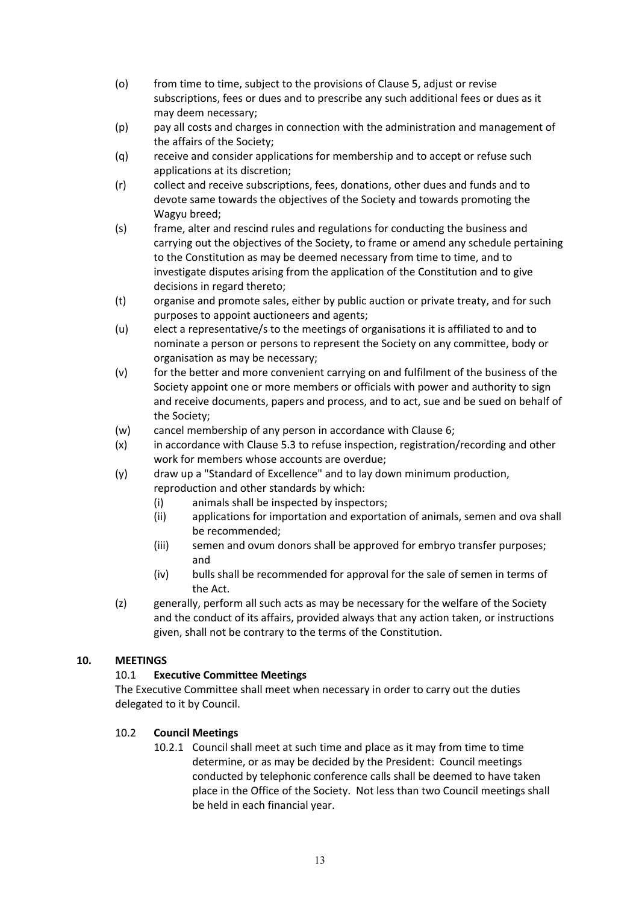(o) from time to time, subject to the provisions of Clause 5, adjust or revise subscriptions, fees or dues and to prescribe any such additional fees or dues as it may deem necessary;

(p) pay all costs and charges in connection with the administration and management of the affairs of the Society;

(q) receive and consider applications for membership and to accept or refuse such applications at its discretion;

(r) collect and receive subscriptions, fees, donations, other dues and funds and to devote same towards the objectives of the Society and towards promoting the Wagyu breed;

(s) frame, alter and rescind rules and regulations for conducting the business and carrying out the objectives of the Society, to frame or amend any schedule pertaining to the Constitution as may be deemed necessary from time to time, and to investigate disputes arising from the application of the Constitution and to give decisions in regard thereto;

(t) organise and promote sales, either by public auction or private treaty, and for such purposes to appoint auctioneers and agents;

(u) elect a representative/s to the meetings of organisations it is affiliated to and to nominate a person or persons to represent the Society on any committee, body or organisation as may be necessary;

(v) for the better and more convenient carrying on and fulfilment of the business of the Society appoint one or more members or officials with power and authority to sign and receive documents, papers and process, and to act, sue and be sued on behalf of the Society;

(w) cancel membership of any person in accordance with Clause 6;

(x) in accordance with Clause 5.3 to refuse inspection, registration/recording and other work for members whose accounts are overdue;

(y) draw up a "Standard of Excellence" and to lay down minimum production, reproduction and other standards by which:
   - (i) animals shall be inspected by inspectors;
   - (ii) applications for importation and exportation of animals, semen and ova shall be recommended;
   - (iii) semen and ovum donors shall be approved for embryo transfer purposes; and
   - (iv) bulls shall be recommended for approval for the sale of semen in terms of the Act.

(z) generally, perform all such acts as may be necessary for the welfare of the Society and the conduct of its affairs, provided always that any action taken, or instructions given, shall not be contrary to the terms of the Constitution.

## 10. MEETINGS

### 10.1 Executive Committee Meetings

The Executive Committee shall meet when necessary in order to carry out the duties delegated to it by Council.

### 10.2 Council Meetings

10.2.1 Council shall meet at such time and place as it may from time to time determine, or as may be decided by the President: Council meetings conducted by telephonic conference calls shall be deemed to have taken place in the Office of the Society. Not less than two Council meetings shall be held in each financial year.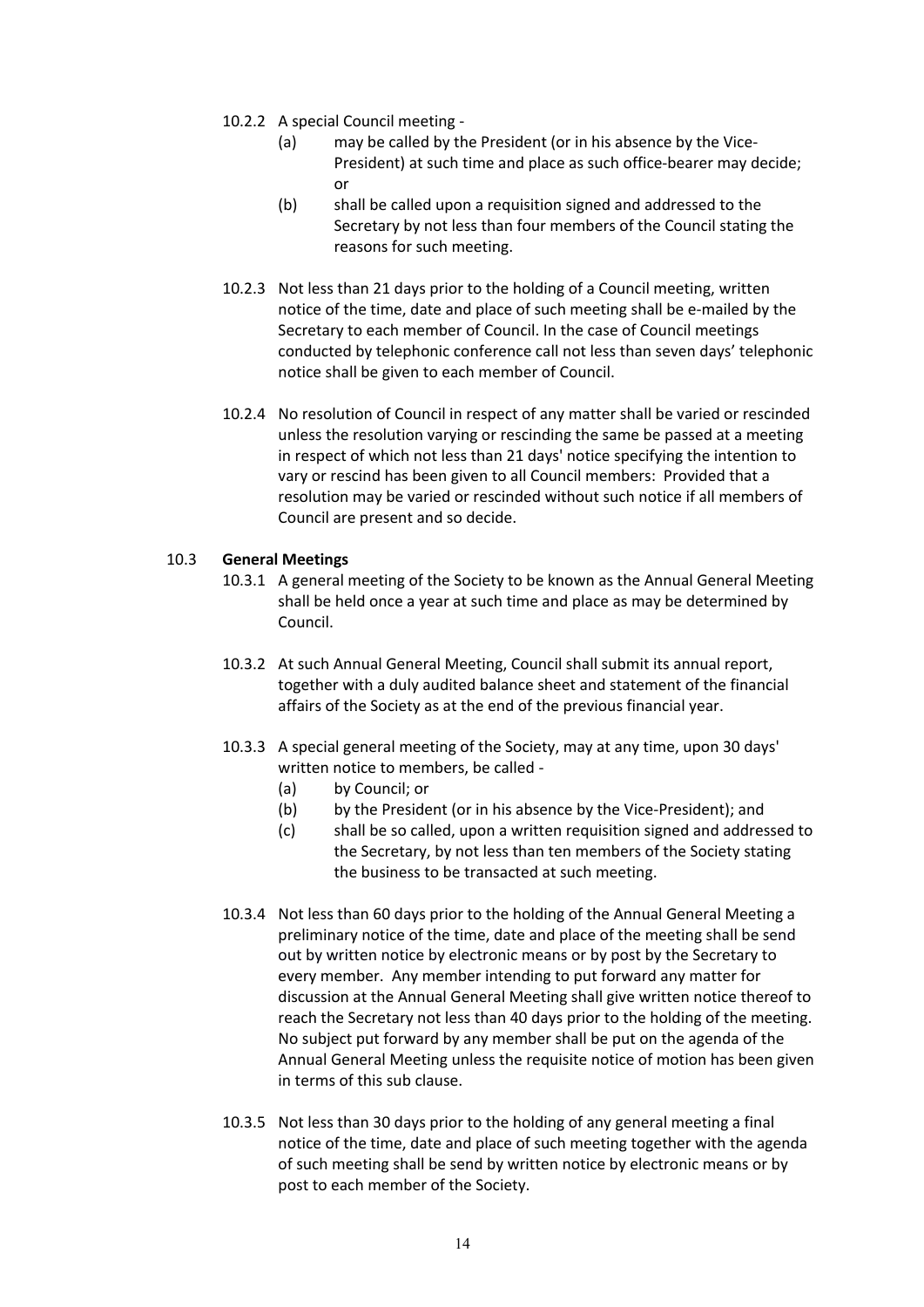10.2.2 A special Council meeting -

(a) may be called by the President (or in his absence by the Vice-President) at such time and place as such office-bearer may decide; or

(b) shall be called upon a requisition signed and addressed to the Secretary by not less than four members of the Council stating the reasons for such meeting.

10.2.3 Not less than 21 days prior to the holding of a Council meeting, written notice of the time, date and place of such meeting shall be e-mailed by the Secretary to each member of Council. In the case of Council meetings conducted by telephonic conference call not less than seven days' telephonic notice shall be given to each member of Council.

10.2.4 No resolution of Council in respect of any matter shall be varied or rescinded unless the resolution varying or rescinding the same be passed at a meeting in respect of which not less than 21 days' notice specifying the intention to vary or rescind has been given to all Council members: Provided that a resolution may be varied or rescinded without such notice if all members of Council are present and so decide.

### 10.3 General Meetings

10.3.1 A general meeting of the Society to be known as the Annual General Meeting shall be held once a year at such time and place as may be determined by Council.

10.3.2 At such Annual General Meeting, Council shall submit its annual report, together with a duly audited balance sheet and statement of the financial affairs of the Society as at the end of the previous financial year.

10.3.3 A special general meeting of the Society, may at any time, upon 30 days' written notice to members, be called -

(a) by Council; or

(b) by the President (or in his absence by the Vice-President); and

(c) shall be so called, upon a written requisition signed and addressed to the Secretary, by not less than ten members of the Society stating the business to be transacted at such meeting.

10.3.4 Not less than 60 days prior to the holding of the Annual General Meeting a preliminary notice of the time, date and place of the meeting shall be send out by written notice by electronic means or by post by the Secretary to every member. Any member intending to put forward any matter for discussion at the Annual General Meeting shall give written notice thereof to reach the Secretary not less than 40 days prior to the holding of the meeting. No subject put forward by any member shall be put on the agenda of the Annual General Meeting unless the requisite notice of motion has been given in terms of this sub clause.

10.3.5 Not less than 30 days prior to the holding of any general meeting a final notice of the time, date and place of such meeting together with the agenda of such meeting shall be send by written notice by electronic means or by post to each member of the Society.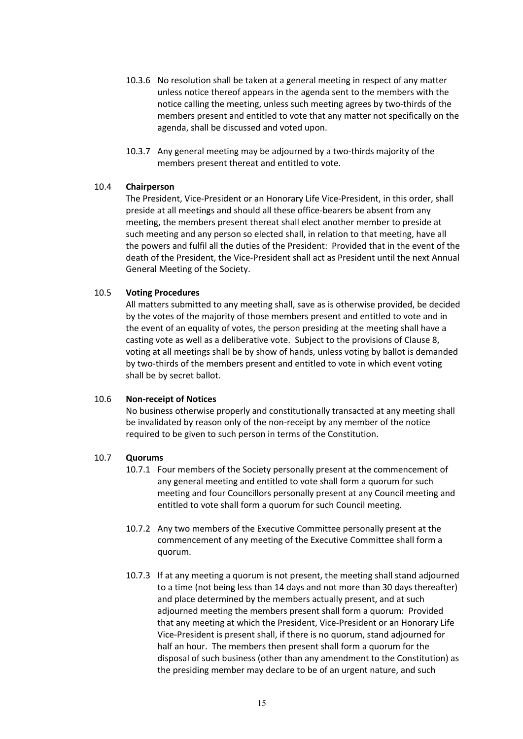10.3.6 No resolution shall be taken at a general meeting in respect of any matter unless notice thereof appears in the agenda sent to the members with the notice calling the meeting, unless such meeting agrees by two-thirds of the members present and entitled to vote that any matter not specifically on the agenda, shall be discussed and voted upon.

10.3.7 Any general meeting may be adjourned by a two-thirds majority of the members present thereat and entitled to vote.

10.4 **Chairperson**

The President, Vice-President or an Honorary Life Vice-President, in this order, shall preside at all meetings and should all these office-bearers be absent from any meeting, the members present thereat shall elect another member to preside at such meeting and any person so elected shall, in relation to that meeting, have all the powers and fulfil all the duties of the President: Provided that in the event of the death of the President, the Vice-President shall act as President until the next Annual General Meeting of the Society.

10.5 **Voting Procedures**

All matters submitted to any meeting shall, save as is otherwise provided, be decided by the votes of the majority of those members present and entitled to vote and in the event of an equality of votes, the person presiding at the meeting shall have a casting vote as well as a deliberative vote. Subject to the provisions of Clause 8, voting at all meetings shall be by show of hands, unless voting by ballot is demanded by two-thirds of the members present and entitled to vote in which event voting shall be by secret ballot.

10.6 **Non-receipt of Notices**

No business otherwise properly and constitutionally transacted at any meeting shall be invalidated by reason only of the non-receipt by any member of the notice required to be given to such person in terms of the Constitution.

10.7 **Quorums**

10.7.1 Four members of the Society personally present at the commencement of any general meeting and entitled to vote shall form a quorum for such meeting and four Councillors personally present at any Council meeting and entitled to vote shall form a quorum for such Council meeting.

10.7.2 Any two members of the Executive Committee personally present at the commencement of any meeting of the Executive Committee shall form a quorum.

10.7.3 If at any meeting a quorum is not present, the meeting shall stand adjourned to a time (not being less than 14 days and not more than 30 days thereafter) and place determined by the members actually present, and at such adjourned meeting the members present shall form a quorum: Provided that any meeting at which the President, Vice-President or an Honorary Life Vice-President is present shall, if there is no quorum, stand adjourned for half an hour. The members then present shall form a quorum for the disposal of such business (other than any amendment to the Constitution) as the presiding member may declare to be of an urgent nature, and such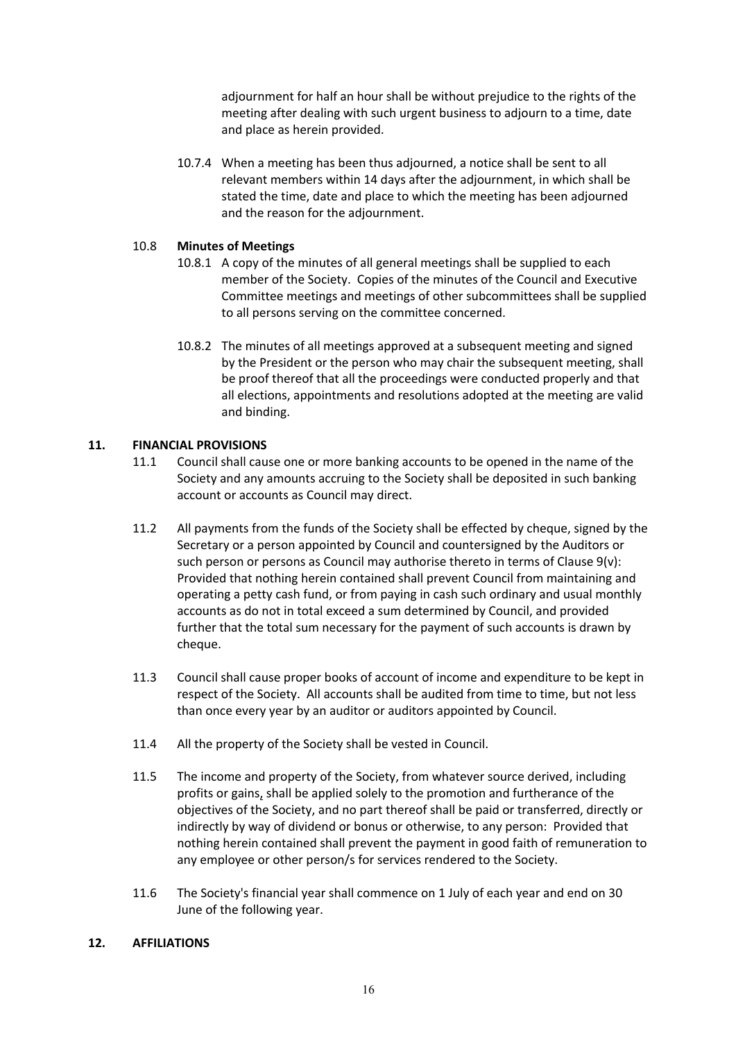adjournment for half an hour shall be without prejudice to the rights of the meeting after dealing with such urgent business to adjourn to a time, date and place as herein provided.

10.7.4 When a meeting has been thus adjourned, a notice shall be sent to all relevant members within 14 days after the adjournment, in which shall be stated the time, date and place to which the meeting has been adjourned and the reason for the adjournment.

10.8 **Minutes of Meetings**

10.8.1 A copy of the minutes of all general meetings shall be supplied to each member of the Society. Copies of the minutes of the Council and Executive Committee meetings and meetings of other subcommittees shall be supplied to all persons serving on the committee concerned.

10.8.2 The minutes of all meetings approved at a subsequent meeting and signed by the President or the person who may chair the subsequent meeting, shall be proof thereof that all the proceedings were conducted properly and that all elections, appointments and resolutions adopted at the meeting are valid and binding.

## 11. FINANCIAL PROVISIONS

11.1 Council shall cause one or more banking accounts to be opened in the name of the Society and any amounts accruing to the Society shall be deposited in such banking account or accounts as Council may direct.

11.2 All payments from the funds of the Society shall be effected by cheque, signed by the Secretary or a person appointed by Council and countersigned by the Auditors or such person or persons as Council may authorise thereto in terms of Clause 9(v): Provided that nothing herein contained shall prevent Council from maintaining and operating a petty cash fund, or from paying in cash such ordinary and usual monthly accounts as do not in total exceed a sum determined by Council, and provided further that the total sum necessary for the payment of such accounts is drawn by cheque.

11.3 Council shall cause proper books of account of income and expenditure to be kept in respect of the Society. All accounts shall be audited from time to time, but not less than once every year by an auditor or auditors appointed by Council.

11.4 All the property of the Society shall be vested in Council.

11.5 The income and property of the Society, from whatever source derived, including profits or gains, shall be applied solely to the promotion and furtherance of the objectives of the Society, and no part thereof shall be paid or transferred, directly or indirectly by way of dividend or bonus or otherwise, to any person: Provided that nothing herein contained shall prevent the payment in good faith of remuneration to any employee or other person/s for services rendered to the Society.

11.6 The Society's financial year shall commence on 1 July of each year and end on 30 June of the following year.

## 12. AFFILIATIONS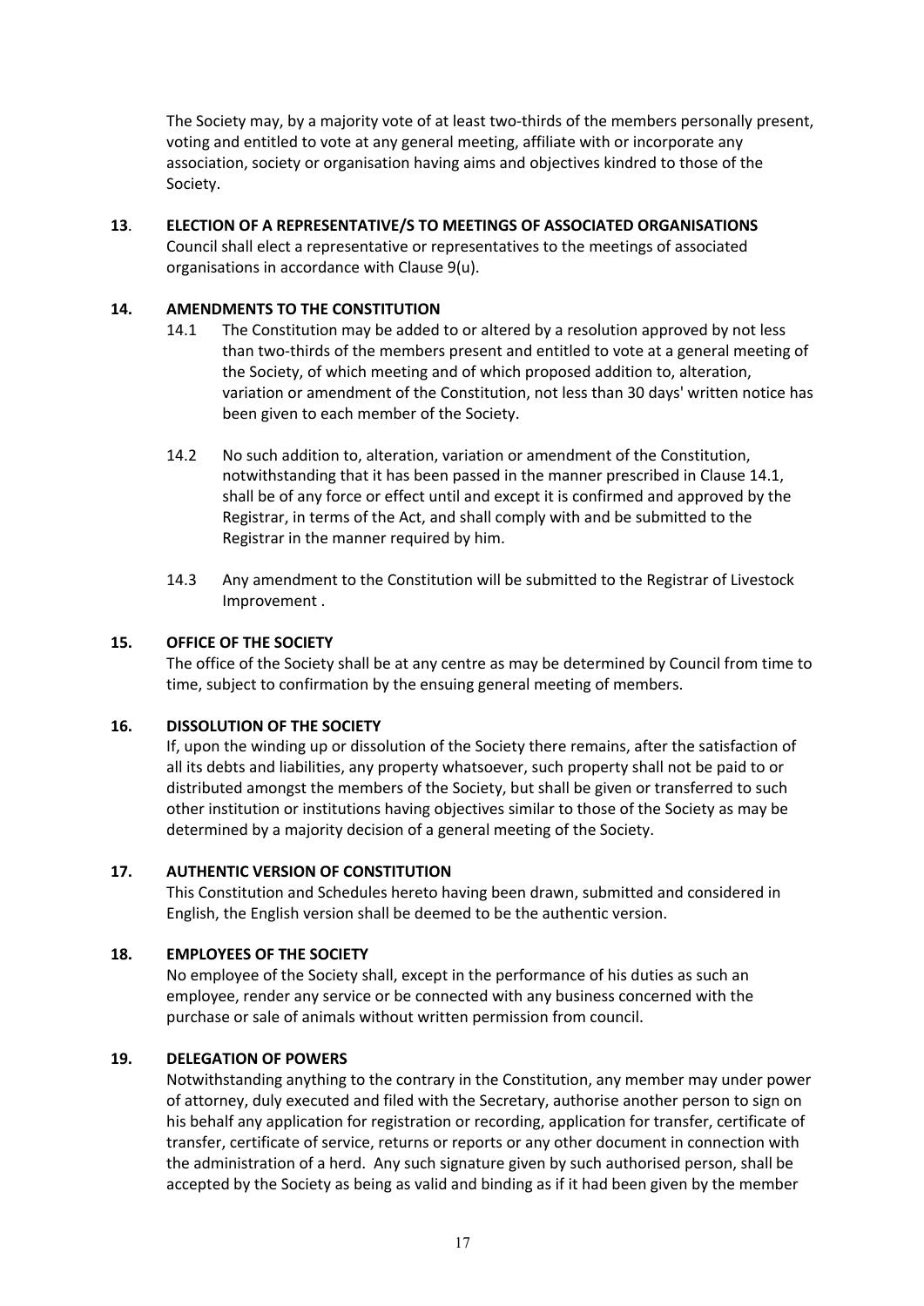The Society may, by a majority vote of at least two-thirds of the members personally present, voting and entitled to vote at any general meeting, affiliate with or incorporate any association, society or organisation having aims and objectives kindred to those of the Society.

## 13. ELECTION OF A REPRESENTATIVE/S TO MEETINGS OF ASSOCIATED ORGANISATIONS

Council shall elect a representative or representatives to the meetings of associated organisations in accordance with Clause 9(u).

## 14. AMENDMENTS TO THE CONSTITUTION

14.1 The Constitution may be added to or altered by a resolution approved by not less than two-thirds of the members present and entitled to vote at a general meeting of the Society, of which meeting and of which proposed addition to, alteration, variation or amendment of the Constitution, not less than 30 days' written notice has been given to each member of the Society.

14.2 No such addition to, alteration, variation or amendment of the Constitution, notwithstanding that it has been passed in the manner prescribed in Clause 14.1, shall be of any force or effect until and except it is confirmed and approved by the Registrar, in terms of the Act, and shall comply with and be submitted to the Registrar in the manner required by him.

14.3 Any amendment to the Constitution will be submitted to the Registrar of Livestock Improvement .

## 15. OFFICE OF THE SOCIETY

The office of the Society shall be at any centre as may be determined by Council from time to time, subject to confirmation by the ensuing general meeting of members.

## 16. DISSOLUTION OF THE SOCIETY

If, upon the winding up or dissolution of the Society there remains, after the satisfaction of all its debts and liabilities, any property whatsoever, such property shall not be paid to or distributed amongst the members of the Society, but shall be given or transferred to such other institution or institutions having objectives similar to those of the Society as may be determined by a majority decision of a general meeting of the Society.

## 17. AUTHENTIC VERSION OF CONSTITUTION

This Constitution and Schedules hereto having been drawn, submitted and considered in English, the English version shall be deemed to be the authentic version.

## 18. EMPLOYEES OF THE SOCIETY

No employee of the Society shall, except in the performance of his duties as such an employee, render any service or be connected with any business concerned with the purchase or sale of animals without written permission from council.

## 19. DELEGATION OF POWERS

Notwithstanding anything to the contrary in the Constitution, any member may under power of attorney, duly executed and filed with the Secretary, authorise another person to sign on his behalf any application for registration or recording, application for transfer, certificate of transfer, certificate of service, returns or reports or any other document in connection with the administration of a herd. Any such signature given by such authorised person, shall be accepted by the Society as being as valid and binding as if it had been given by the member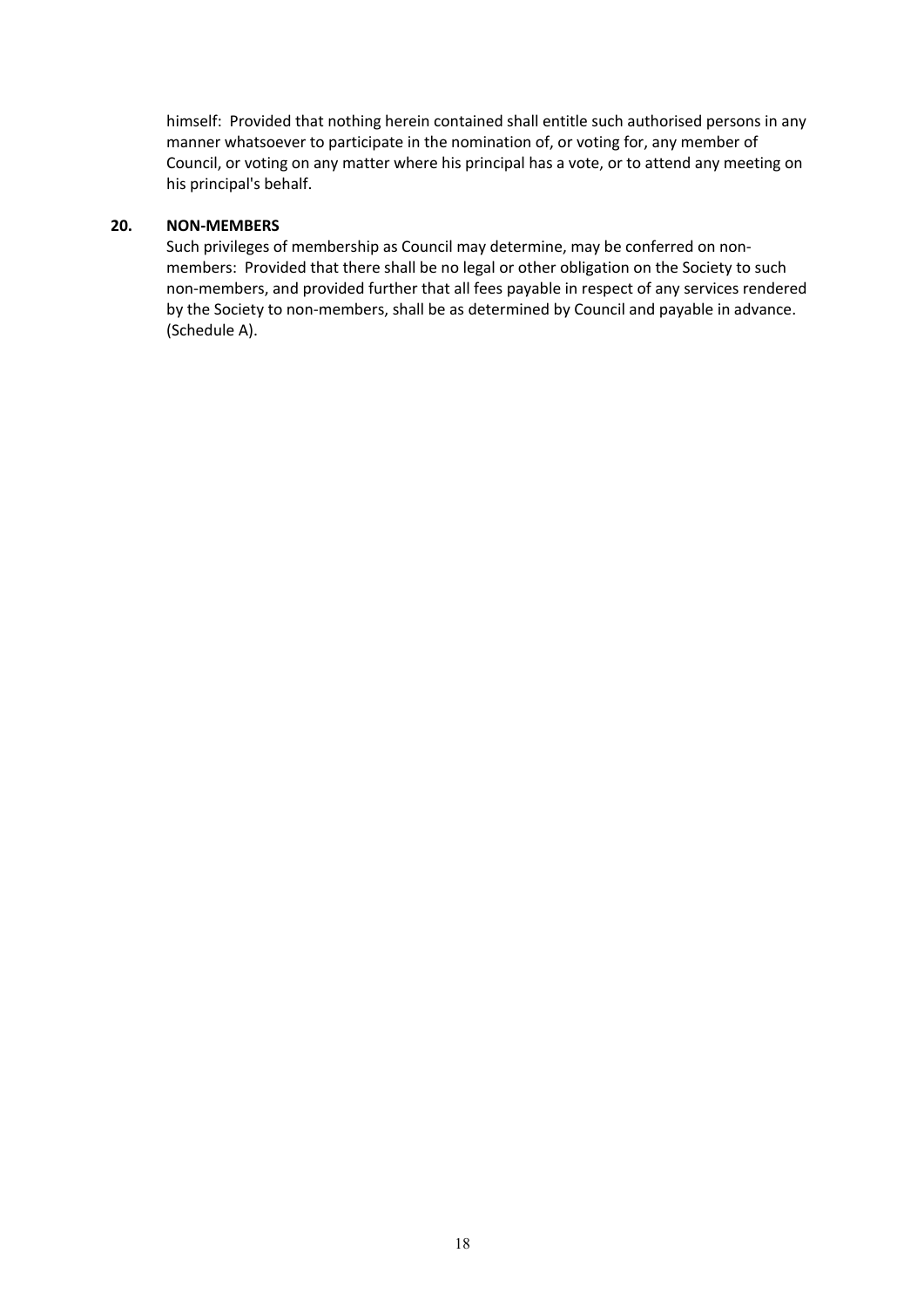himself: Provided that nothing herein contained shall entitle such authorised persons in any manner whatsoever to participate in the nomination of, or voting for, any member of Council, or voting on any matter where his principal has a vote, or to attend any meeting on his principal's behalf.

**20. NON-MEMBERS**

Such privileges of membership as Council may determine, may be conferred on non-members: Provided that there shall be no legal or other obligation on the Society to such non-members, and provided further that all fees payable in respect of any services rendered by the Society to non-members, shall be as determined by Council and payable in advance. (Schedule A).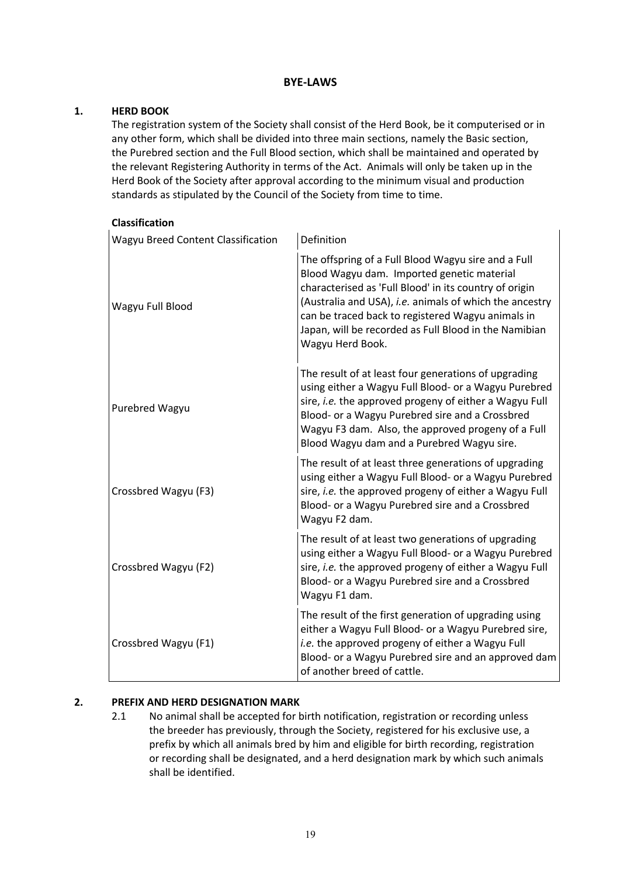## BYE-LAWS

### 1. HERD BOOK

The registration system of the Society shall consist of the Herd Book, be it computerised or in any other form, which shall be divided into three main sections, namely the Basic section, the Purebred section and the Full Blood section, which shall be maintained and operated by the relevant Registering Authority in terms of the Act. Animals will only be taken up in the Herd Book of the Society after approval according to the minimum visual and production standards as stipulated by the Council of the Society from time to time.

**Classification**

| Wagyu Breed Content Classification | Definition |
|---|---|
| Wagyu Full Blood | The offspring of a Full Blood Wagyu sire and a Full Blood Wagyu dam. Imported genetic material characterised as 'Full Blood' in its country of origin (Australia and USA), *i.e.* animals of which the ancestry can be traced back to registered Wagyu animals in Japan, will be recorded as Full Blood in the Namibian Wagyu Herd Book. |
| Purebred Wagyu | The result of at least four generations of upgrading using either a Wagyu Full Blood- or a Wagyu Purebred sire, *i.e.* the approved progeny of either a Wagyu Full Blood- or a Wagyu Purebred sire and a Crossbred Wagyu F3 dam. Also, the approved progeny of a Full Blood Wagyu dam and a Purebred Wagyu sire. |
| Crossbred Wagyu (F3) | The result of at least three generations of upgrading using either a Wagyu Full Blood- or a Wagyu Purebred sire, *i.e.* the approved progeny of either a Wagyu Full Blood- or a Wagyu Purebred sire and a Crossbred Wagyu F2 dam. |
| Crossbred Wagyu (F2) | The result of at least two generations of upgrading using either a Wagyu Full Blood- or a Wagyu Purebred sire, *i.e.* the approved progeny of either a Wagyu Full Blood- or a Wagyu Purebred sire and a Crossbred Wagyu F1 dam. |
| Crossbred Wagyu (F1) | The result of the first generation of upgrading using either a Wagyu Full Blood- or a Wagyu Purebred sire, *i.e.* the approved progeny of either a Wagyu Full Blood- or a Wagyu Purebred sire and an approved dam of another breed of cattle. |

### 2. PREFIX AND HERD DESIGNATION MARK

2.1 No animal shall be accepted for birth notification, registration or recording unless the breeder has previously, through the Society, registered for his exclusive use, a prefix by which all animals bred by him and eligible for birth recording, registration or recording shall be designated, and a herd designation mark by which such animals shall be identified.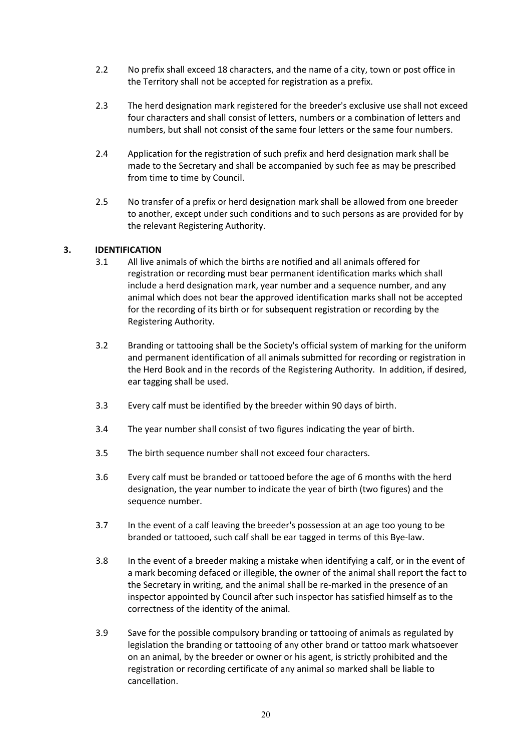2.2 No prefix shall exceed 18 characters, and the name of a city, town or post office in the Territory shall not be accepted for registration as a prefix.

2.3 The herd designation mark registered for the breeder's exclusive use shall not exceed four characters and shall consist of letters, numbers or a combination of letters and numbers, but shall not consist of the same four letters or the same four numbers.

2.4 Application for the registration of such prefix and herd designation mark shall be made to the Secretary and shall be accompanied by such fee as may be prescribed from time to time by Council.

2.5 No transfer of a prefix or herd designation mark shall be allowed from one breeder to another, except under such conditions and to such persons as are provided for by the relevant Registering Authority.

## 3. IDENTIFICATION

3.1 All live animals of which the births are notified and all animals offered for registration or recording must bear permanent identification marks which shall include a herd designation mark, year number and a sequence number, and any animal which does not bear the approved identification marks shall not be accepted for the recording of its birth or for subsequent registration or recording by the Registering Authority.

3.2 Branding or tattooing shall be the Society's official system of marking for the uniform and permanent identification of all animals submitted for recording or registration in the Herd Book and in the records of the Registering Authority. In addition, if desired, ear tagging shall be used.

3.3 Every calf must be identified by the breeder within 90 days of birth.

3.4 The year number shall consist of two figures indicating the year of birth.

3.5 The birth sequence number shall not exceed four characters.

3.6 Every calf must be branded or tattooed before the age of 6 months with the herd designation, the year number to indicate the year of birth (two figures) and the sequence number.

3.7 In the event of a calf leaving the breeder's possession at an age too young to be branded or tattooed, such calf shall be ear tagged in terms of this Bye-law.

3.8 In the event of a breeder making a mistake when identifying a calf, or in the event of a mark becoming defaced or illegible, the owner of the animal shall report the fact to the Secretary in writing, and the animal shall be re-marked in the presence of an inspector appointed by Council after such inspector has satisfied himself as to the correctness of the identity of the animal.

3.9 Save for the possible compulsory branding or tattooing of animals as regulated by legislation the branding or tattooing of any other brand or tattoo mark whatsoever on an animal, by the breeder or owner or his agent, is strictly prohibited and the registration or recording certificate of any animal so marked shall be liable to cancellation.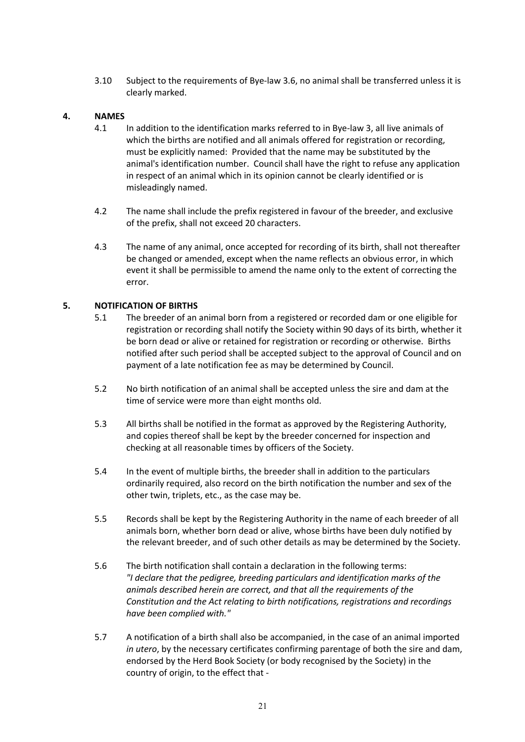3.10 Subject to the requirements of Bye-law 3.6, no animal shall be transferred unless it is clearly marked.

## 4. NAMES

4.1 In addition to the identification marks referred to in Bye-law 3, all live animals of which the births are notified and all animals offered for registration or recording, must be explicitly named: Provided that the name may be substituted by the animal's identification number. Council shall have the right to refuse any application in respect of an animal which in its opinion cannot be clearly identified or is misleadingly named.

4.2 The name shall include the prefix registered in favour of the breeder, and exclusive of the prefix, shall not exceed 20 characters.

4.3 The name of any animal, once accepted for recording of its birth, shall not thereafter be changed or amended, except when the name reflects an obvious error, in which event it shall be permissible to amend the name only to the extent of correcting the error.

## 5. NOTIFICATION OF BIRTHS

5.1 The breeder of an animal born from a registered or recorded dam or one eligible for registration or recording shall notify the Society within 90 days of its birth, whether it be born dead or alive or retained for registration or recording or otherwise. Births notified after such period shall be accepted subject to the approval of Council and on payment of a late notification fee as may be determined by Council.

5.2 No birth notification of an animal shall be accepted unless the sire and dam at the time of service were more than eight months old.

5.3 All births shall be notified in the format as approved by the Registering Authority, and copies thereof shall be kept by the breeder concerned for inspection and checking at all reasonable times by officers of the Society.

5.4 In the event of multiple births, the breeder shall in addition to the particulars ordinarily required, also record on the birth notification the number and sex of the other twin, triplets, etc., as the case may be.

5.5 Records shall be kept by the Registering Authority in the name of each breeder of all animals born, whether born dead or alive, whose births have been duly notified by the relevant breeder, and of such other details as may be determined by the Society.

5.6 The birth notification shall contain a declaration in the following terms:
*"I declare that the pedigree, breeding particulars and identification marks of the animals described herein are correct, and that all the requirements of the Constitution and the Act relating to birth notifications, registrations and recordings have been complied with."*

5.7 A notification of a birth shall also be accompanied, in the case of an animal imported *in utero*, by the necessary certificates confirming parentage of both the sire and dam, endorsed by the Herd Book Society (or body recognised by the Society) in the country of origin, to the effect that -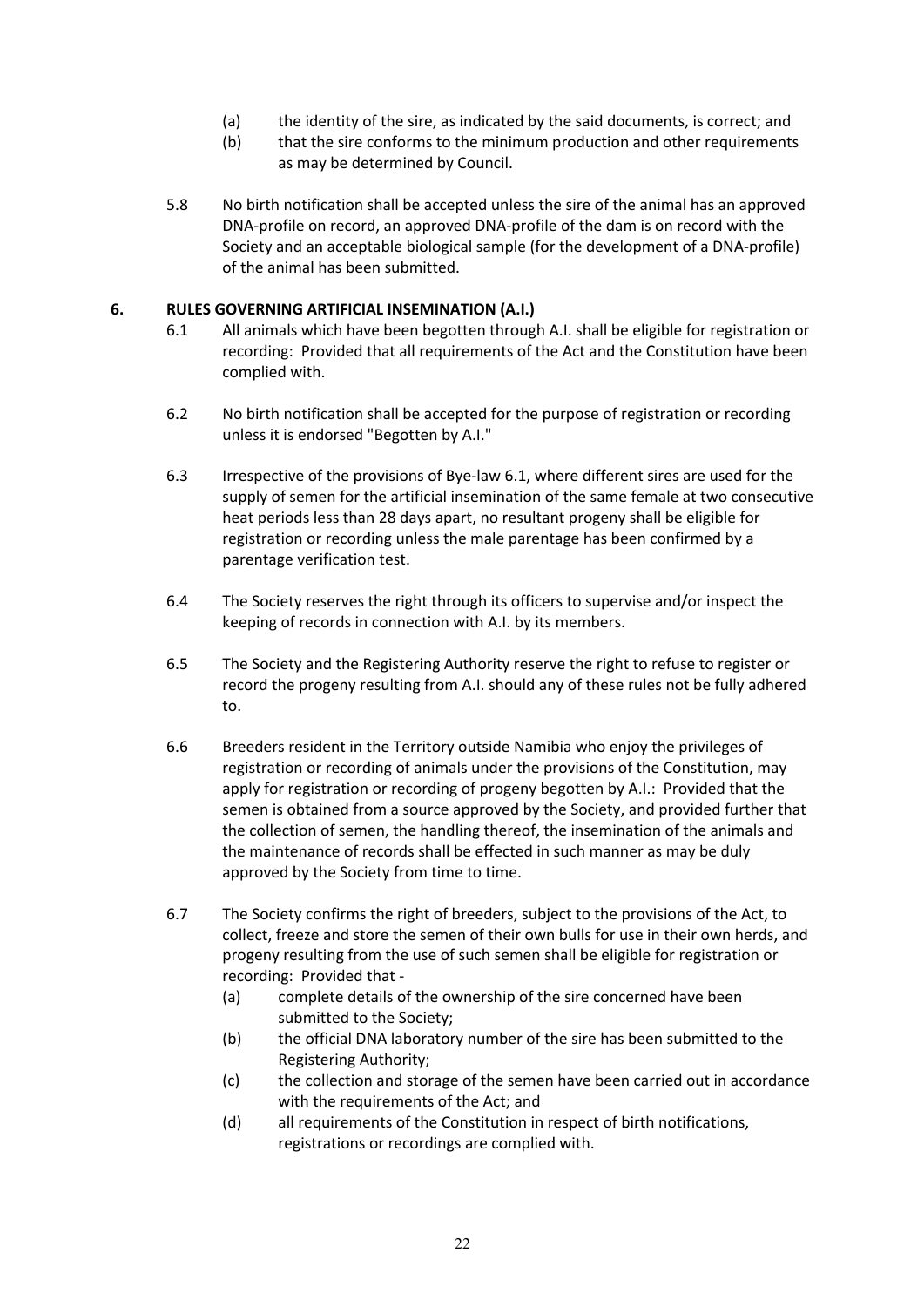(a) the identity of the sire, as indicated by the said documents, is correct; and

(b) that the sire conforms to the minimum production and other requirements as may be determined by Council.

5.8 No birth notification shall be accepted unless the sire of the animal has an approved DNA-profile on record, an approved DNA-profile of the dam is on record with the Society and an acceptable biological sample (for the development of a DNA-profile) of the animal has been submitted.

## 6. RULES GOVERNING ARTIFICIAL INSEMINATION (A.I.)

6.1 All animals which have been begotten through A.I. shall be eligible for registration or recording: Provided that all requirements of the Act and the Constitution have been complied with.

6.2 No birth notification shall be accepted for the purpose of registration or recording unless it is endorsed "Begotten by A.I."

6.3 Irrespective of the provisions of Bye-law 6.1, where different sires are used for the supply of semen for the artificial insemination of the same female at two consecutive heat periods less than 28 days apart, no resultant progeny shall be eligible for registration or recording unless the male parentage has been confirmed by a parentage verification test.

6.4 The Society reserves the right through its officers to supervise and/or inspect the keeping of records in connection with A.I. by its members.

6.5 The Society and the Registering Authority reserve the right to refuse to register or record the progeny resulting from A.I. should any of these rules not be fully adhered to.

6.6 Breeders resident in the Territory outside Namibia who enjoy the privileges of registration or recording of animals under the provisions of the Constitution, may apply for registration or recording of progeny begotten by A.I.: Provided that the semen is obtained from a source approved by the Society, and provided further that the collection of semen, the handling thereof, the insemination of the animals and the maintenance of records shall be effected in such manner as may be duly approved by the Society from time to time.

6.7 The Society confirms the right of breeders, subject to the provisions of the Act, to collect, freeze and store the semen of their own bulls for use in their own herds, and progeny resulting from the use of such semen shall be eligible for registration or recording: Provided that -

(a) complete details of the ownership of the sire concerned have been submitted to the Society;

(b) the official DNA laboratory number of the sire has been submitted to the Registering Authority;

(c) the collection and storage of the semen have been carried out in accordance with the requirements of the Act; and

(d) all requirements of the Constitution in respect of birth notifications, registrations or recordings are complied with.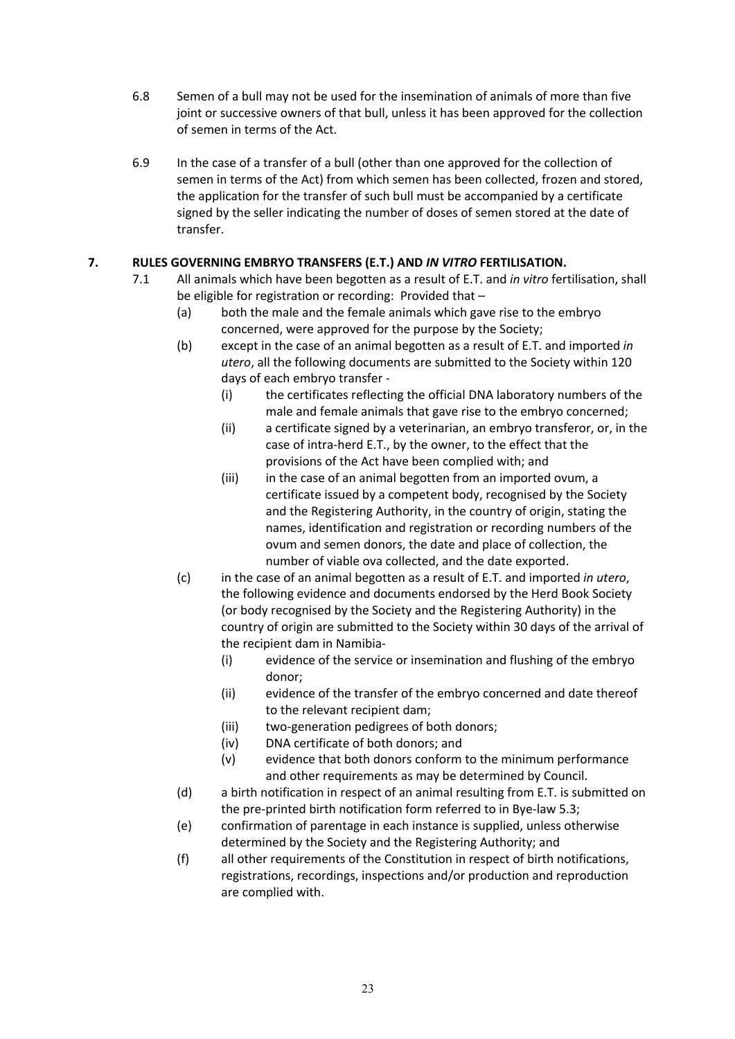6.8 Semen of a bull may not be used for the insemination of animals of more than five joint or successive owners of that bull, unless it has been approved for the collection of semen in terms of the Act.

6.9 In the case of a transfer of a bull (other than one approved for the collection of semen in terms of the Act) from which semen has been collected, frozen and stored, the application for the transfer of such bull must be accompanied by a certificate signed by the seller indicating the number of doses of semen stored at the date of transfer.

## 7. RULES GOVERNING EMBRYO TRANSFERS (E.T.) AND *IN VITRO* FERTILISATION.

7.1 All animals which have been begotten as a result of E.T. and *in vitro* fertilisation, shall be eligible for registration or recording: Provided that –

- (a) both the male and the female animals which gave rise to the embryo concerned, were approved for the purpose by the Society;
- (b) except in the case of an animal begotten as a result of E.T. and imported *in utero*, all the following documents are submitted to the Society within 120 days of each embryo transfer -
  - (i) the certificates reflecting the official DNA laboratory numbers of the male and female animals that gave rise to the embryo concerned;
  - (ii) a certificate signed by a veterinarian, an embryo transferor, or, in the case of intra-herd E.T., by the owner, to the effect that the provisions of the Act have been complied with; and
  - (iii) in the case of an animal begotten from an imported ovum, a certificate issued by a competent body, recognised by the Society and the Registering Authority, in the country of origin, stating the names, identification and registration or recording numbers of the ovum and semen donors, the date and place of collection, the number of viable ova collected, and the date exported.
- (c) in the case of an animal begotten as a result of E.T. and imported *in utero*, the following evidence and documents endorsed by the Herd Book Society (or body recognised by the Society and the Registering Authority) in the country of origin are submitted to the Society within 30 days of the arrival of the recipient dam in Namibia-
  - (i) evidence of the service or insemination and flushing of the embryo donor;
  - (ii) evidence of the transfer of the embryo concerned and date thereof to the relevant recipient dam;
  - (iii) two-generation pedigrees of both donors;
  - (iv) DNA certificate of both donors; and
  - (v) evidence that both donors conform to the minimum performance and other requirements as may be determined by Council.
- (d) a birth notification in respect of an animal resulting from E.T. is submitted on the pre-printed birth notification form referred to in Bye-law 5.3;
- (e) confirmation of parentage in each instance is supplied, unless otherwise determined by the Society and the Registering Authority; and
- (f) all other requirements of the Constitution in respect of birth notifications, registrations, recordings, inspections and/or production and reproduction are complied with.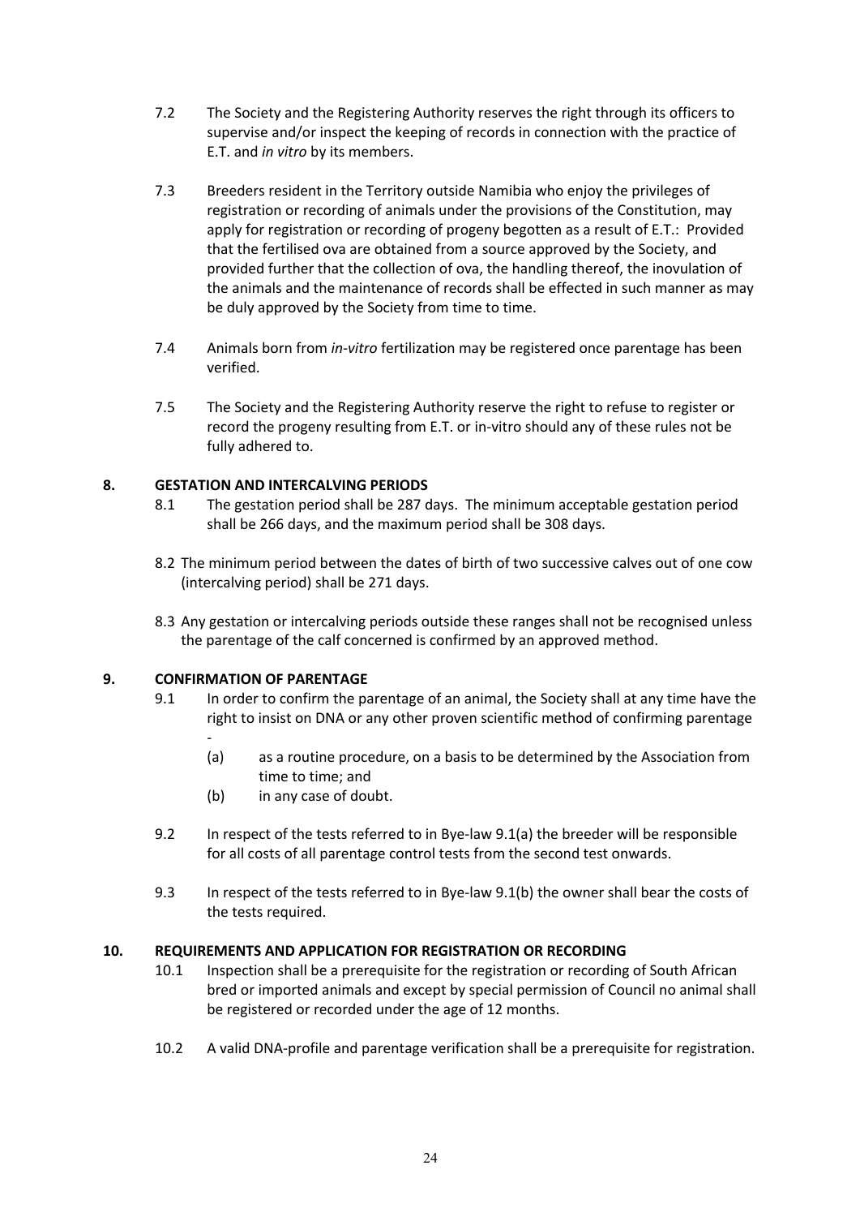7.2 The Society and the Registering Authority reserves the right through its officers to supervise and/or inspect the keeping of records in connection with the practice of E.T. and *in vitro* by its members.

7.3 Breeders resident in the Territory outside Namibia who enjoy the privileges of registration or recording of animals under the provisions of the Constitution, may apply for registration or recording of progeny begotten as a result of E.T.: Provided that the fertilised ova are obtained from a source approved by the Society, and provided further that the collection of ova, the handling thereof, the inovulation of the animals and the maintenance of records shall be effected in such manner as may be duly approved by the Society from time to time.

7.4 Animals born from *in-vitro* fertilization may be registered once parentage has been verified.

7.5 The Society and the Registering Authority reserve the right to refuse to register or record the progeny resulting from E.T. or in-vitro should any of these rules not be fully adhered to.

## 8. GESTATION AND INTERCALVING PERIODS

8.1 The gestation period shall be 287 days. The minimum acceptable gestation period shall be 266 days, and the maximum period shall be 308 days.

8.2 The minimum period between the dates of birth of two successive calves out of one cow (intercalving period) shall be 271 days.

8.3 Any gestation or intercalving periods outside these ranges shall not be recognised unless the parentage of the calf concerned is confirmed by an approved method.

## 9. CONFIRMATION OF PARENTAGE

9.1 In order to confirm the parentage of an animal, the Society shall at any time have the right to insist on DNA or any other proven scientific method of confirming parentage -

(a) as a routine procedure, on a basis to be determined by the Association from time to time; and

(b) in any case of doubt.

9.2 In respect of the tests referred to in Bye-law 9.1(a) the breeder will be responsible for all costs of all parentage control tests from the second test onwards.

9.3 In respect of the tests referred to in Bye-law 9.1(b) the owner shall bear the costs of the tests required.

## 10. REQUIREMENTS AND APPLICATION FOR REGISTRATION OR RECORDING

10.1 Inspection shall be a prerequisite for the registration or recording of South African bred or imported animals and except by special permission of Council no animal shall be registered or recorded under the age of 12 months.

10.2 A valid DNA-profile and parentage verification shall be a prerequisite for registration.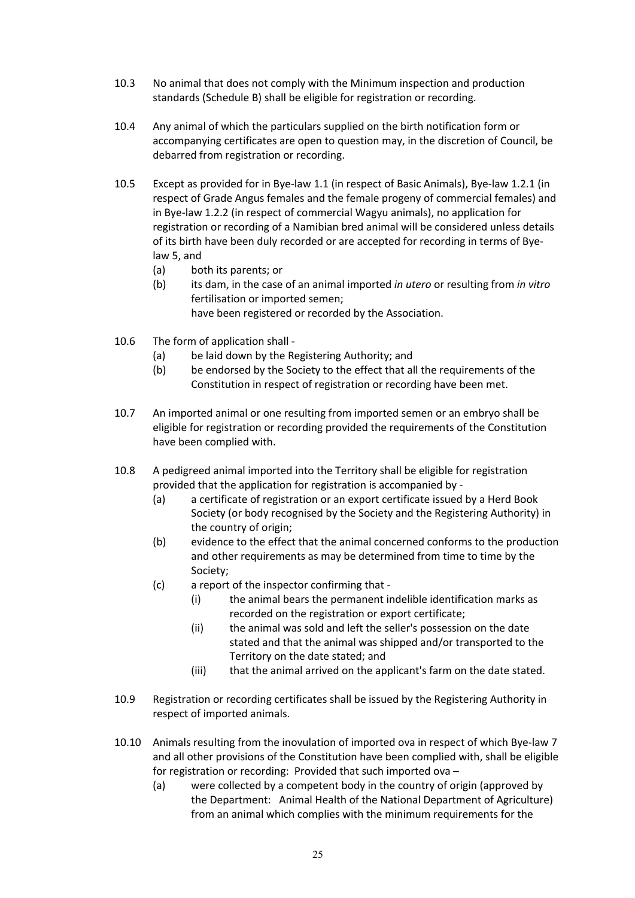10.3 No animal that does not comply with the Minimum inspection and production standards (Schedule B) shall be eligible for registration or recording.

10.4 Any animal of which the particulars supplied on the birth notification form or accompanying certificates are open to question may, in the discretion of Council, be debarred from registration or recording.

10.5 Except as provided for in Bye-law 1.1 (in respect of Basic Animals), Bye-law 1.2.1 (in respect of Grade Angus females and the female progeny of commercial females) and in Bye-law 1.2.2 (in respect of commercial Wagyu animals), no application for registration or recording of a Namibian bred animal will be considered unless details of its birth have been duly recorded or are accepted for recording in terms of Bye-law 5, and

- (a) both its parents; or
- (b) its dam, in the case of an animal imported *in utero* or resulting from *in vitro* fertilisation or imported semen;

have been registered or recorded by the Association.

10.6 The form of application shall -

- (a) be laid down by the Registering Authority; and
- (b) be endorsed by the Society to the effect that all the requirements of the Constitution in respect of registration or recording have been met.

10.7 An imported animal or one resulting from imported semen or an embryo shall be eligible for registration or recording provided the requirements of the Constitution have been complied with.

10.8 A pedigreed animal imported into the Territory shall be eligible for registration provided that the application for registration is accompanied by -

- (a) a certificate of registration or an export certificate issued by a Herd Book Society (or body recognised by the Society and the Registering Authority) in the country of origin;
- (b) evidence to the effect that the animal concerned conforms to the production and other requirements as may be determined from time to time by the Society;
- (c) a report of the inspector confirming that -
  - (i) the animal bears the permanent indelible identification marks as recorded on the registration or export certificate;
  - (ii) the animal was sold and left the seller's possession on the date stated and that the animal was shipped and/or transported to the Territory on the date stated; and
  - (iii) that the animal arrived on the applicant's farm on the date stated.

10.9 Registration or recording certificates shall be issued by the Registering Authority in respect of imported animals.

10.10 Animals resulting from the inovulation of imported ova in respect of which Bye-law 7 and all other provisions of the Constitution have been complied with, shall be eligible for registration or recording: Provided that such imported ova –

- (a) were collected by a competent body in the country of origin (approved by the Department: Animal Health of the National Department of Agriculture) from an animal which complies with the minimum requirements for the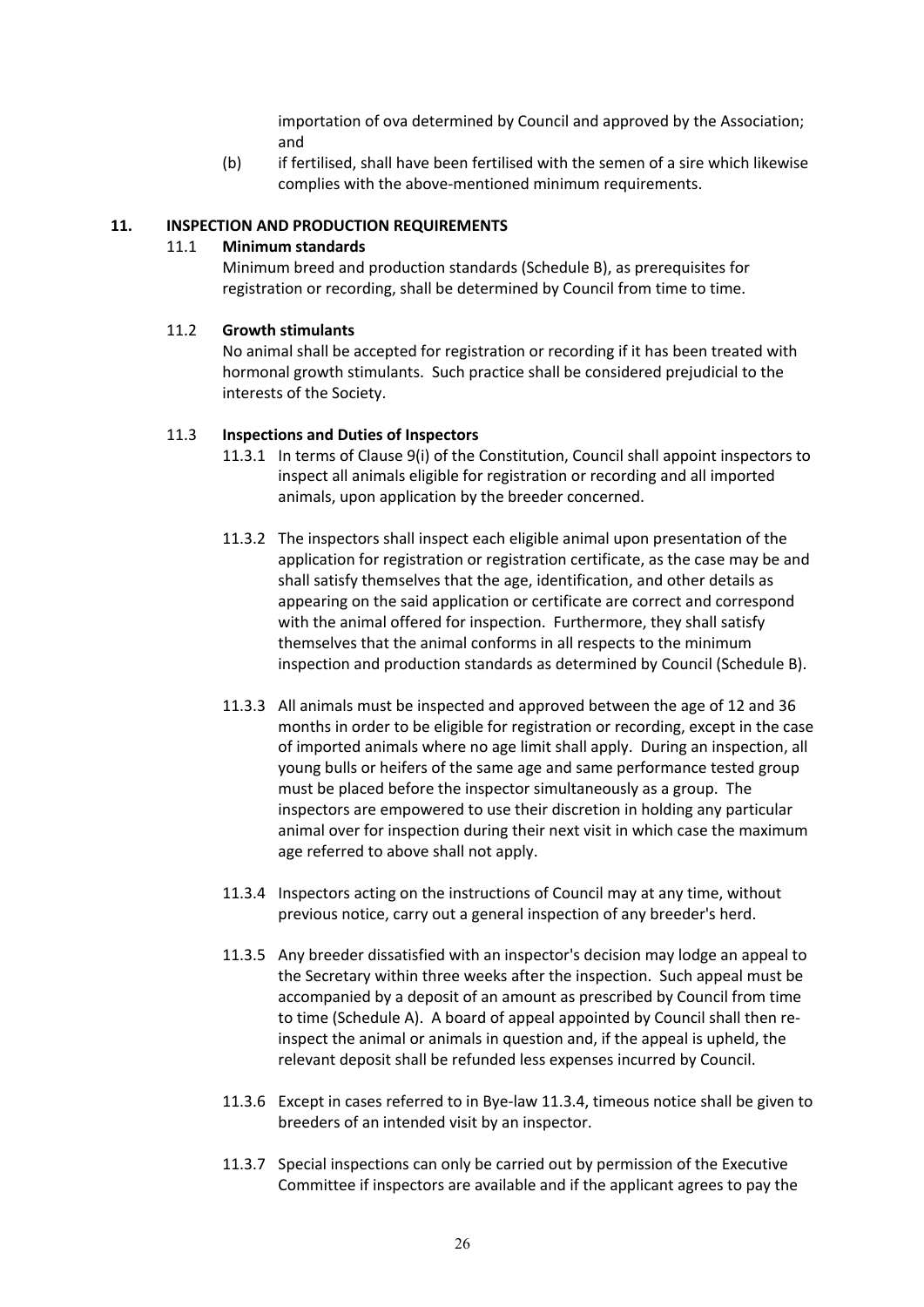importation of ova determined by Council and approved by the Association; and

(b) if fertilised, shall have been fertilised with the semen of a sire which likewise complies with the above-mentioned minimum requirements.

## 11. INSPECTION AND PRODUCTION REQUIREMENTS

### 11.1 Minimum standards

Minimum breed and production standards (Schedule B), as prerequisites for registration or recording, shall be determined by Council from time to time.

### 11.2 Growth stimulants

No animal shall be accepted for registration or recording if it has been treated with hormonal growth stimulants. Such practice shall be considered prejudicial to the interests of the Society.

### 11.3 Inspections and Duties of Inspectors

11.3.1 In terms of Clause 9(i) of the Constitution, Council shall appoint inspectors to inspect all animals eligible for registration or recording and all imported animals, upon application by the breeder concerned.

11.3.2 The inspectors shall inspect each eligible animal upon presentation of the application for registration or registration certificate, as the case may be and shall satisfy themselves that the age, identification, and other details as appearing on the said application or certificate are correct and correspond with the animal offered for inspection. Furthermore, they shall satisfy themselves that the animal conforms in all respects to the minimum inspection and production standards as determined by Council (Schedule B).

11.3.3 All animals must be inspected and approved between the age of 12 and 36 months in order to be eligible for registration or recording, except in the case of imported animals where no age limit shall apply. During an inspection, all young bulls or heifers of the same age and same performance tested group must be placed before the inspector simultaneously as a group. The inspectors are empowered to use their discretion in holding any particular animal over for inspection during their next visit in which case the maximum age referred to above shall not apply.

11.3.4 Inspectors acting on the instructions of Council may at any time, without previous notice, carry out a general inspection of any breeder's herd.

11.3.5 Any breeder dissatisfied with an inspector's decision may lodge an appeal to the Secretary within three weeks after the inspection. Such appeal must be accompanied by a deposit of an amount as prescribed by Council from time to time (Schedule A). A board of appeal appointed by Council shall then re-inspect the animal or animals in question and, if the appeal is upheld, the relevant deposit shall be refunded less expenses incurred by Council.

11.3.6 Except in cases referred to in Bye-law 11.3.4, timeous notice shall be given to breeders of an intended visit by an inspector.

11.3.7 Special inspections can only be carried out by permission of the Executive Committee if inspectors are available and if the applicant agrees to pay the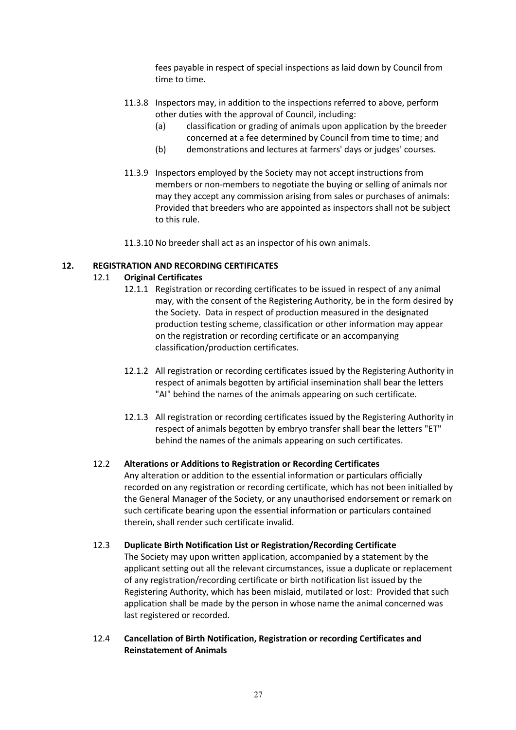fees payable in respect of special inspections as laid down by Council from time to time.

11.3.8 Inspectors may, in addition to the inspections referred to above, perform other duties with the approval of Council, including:

(a) classification or grading of animals upon application by the breeder concerned at a fee determined by Council from time to time; and

(b) demonstrations and lectures at farmers' days or judges' courses.

11.3.9 Inspectors employed by the Society may not accept instructions from members or non-members to negotiate the buying or selling of animals nor may they accept any commission arising from sales or purchases of animals: Provided that breeders who are appointed as inspectors shall not be subject to this rule.

11.3.10 No breeder shall act as an inspector of his own animals.

## 12. REGISTRATION AND RECORDING CERTIFICATES

### 12.1 Original Certificates

12.1.1 Registration or recording certificates to be issued in respect of any animal may, with the consent of the Registering Authority, be in the form desired by the Society. Data in respect of production measured in the designated production testing scheme, classification or other information may appear on the registration or recording certificate or an accompanying classification/production certificates.

12.1.2 All registration or recording certificates issued by the Registering Authority in respect of animals begotten by artificial insemination shall bear the letters "AI" behind the names of the animals appearing on such certificate.

12.1.3 All registration or recording certificates issued by the Registering Authority in respect of animals begotten by embryo transfer shall bear the letters "ET" behind the names of the animals appearing on such certificates.

### 12.2 Alterations or Additions to Registration or Recording Certificates

Any alteration or addition to the essential information or particulars officially recorded on any registration or recording certificate, which has not been initialled by the General Manager of the Society, or any unauthorised endorsement or remark on such certificate bearing upon the essential information or particulars contained therein, shall render such certificate invalid.

### 12.3 Duplicate Birth Notification List or Registration/Recording Certificate

The Society may upon written application, accompanied by a statement by the applicant setting out all the relevant circumstances, issue a duplicate or replacement of any registration/recording certificate or birth notification list issued by the Registering Authority, which has been mislaid, mutilated or lost: Provided that such application shall be made by the person in whose name the animal concerned was last registered or recorded.

### 12.4 Cancellation of Birth Notification, Registration or recording Certificates and Reinstatement of Animals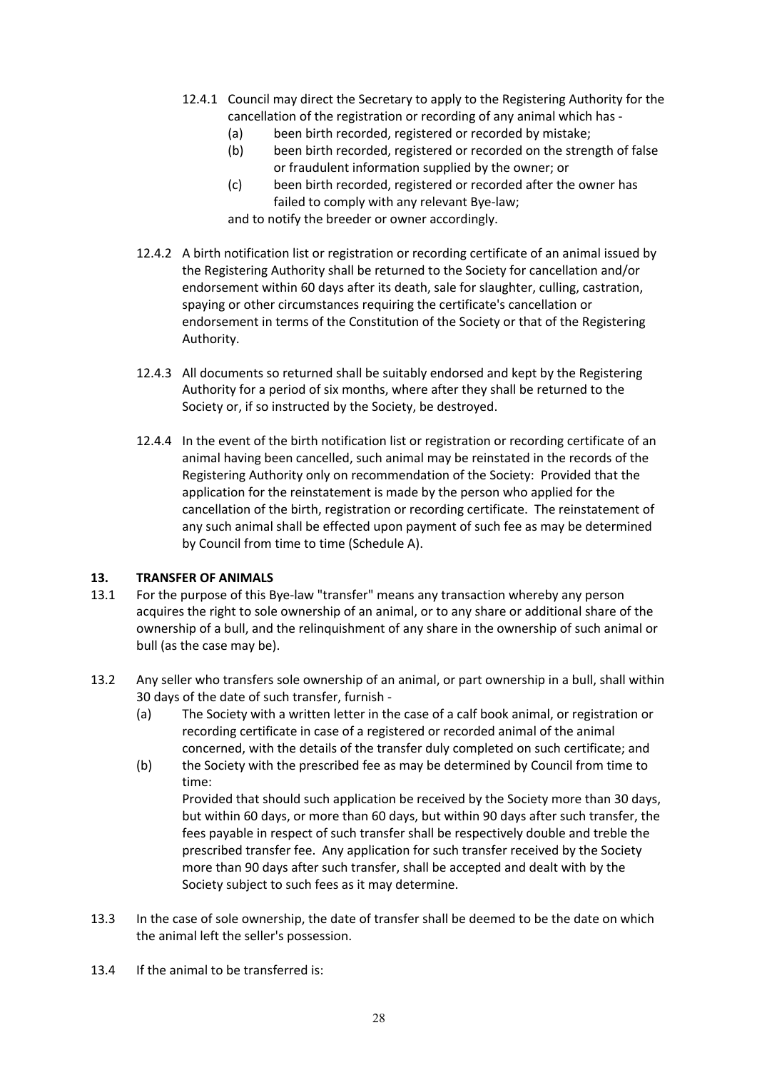12.4.1 Council may direct the Secretary to apply to the Registering Authority for the cancellation of the registration or recording of any animal which has -

(a) been birth recorded, registered or recorded by mistake;

(b) been birth recorded, registered or recorded on the strength of false or fraudulent information supplied by the owner; or

(c) been birth recorded, registered or recorded after the owner has failed to comply with any relevant Bye-law;

and to notify the breeder or owner accordingly.

12.4.2 A birth notification list or registration or recording certificate of an animal issued by the Registering Authority shall be returned to the Society for cancellation and/or endorsement within 60 days after its death, sale for slaughter, culling, castration, spaying or other circumstances requiring the certificate's cancellation or endorsement in terms of the Constitution of the Society or that of the Registering Authority.

12.4.3 All documents so returned shall be suitably endorsed and kept by the Registering Authority for a period of six months, where after they shall be returned to the Society or, if so instructed by the Society, be destroyed.

12.4.4 In the event of the birth notification list or registration or recording certificate of an animal having been cancelled, such animal may be reinstated in the records of the Registering Authority only on recommendation of the Society: Provided that the application for the reinstatement is made by the person who applied for the cancellation of the birth, registration or recording certificate. The reinstatement of any such animal shall be effected upon payment of such fee as may be determined by Council from time to time (Schedule A).

## 13. TRANSFER OF ANIMALS

13.1 For the purpose of this Bye-law "transfer" means any transaction whereby any person acquires the right to sole ownership of an animal, or to any share or additional share of the ownership of a bull, and the relinquishment of any share in the ownership of such animal or bull (as the case may be).

13.2 Any seller who transfers sole ownership of an animal, or part ownership in a bull, shall within 30 days of the date of such transfer, furnish -

(a) The Society with a written letter in the case of a calf book animal, or registration or recording certificate in case of a registered or recorded animal of the animal concerned, with the details of the transfer duly completed on such certificate; and

(b) the Society with the prescribed fee as may be determined by Council from time to time:

Provided that should such application be received by the Society more than 30 days, but within 60 days, or more than 60 days, but within 90 days after such transfer, the fees payable in respect of such transfer shall be respectively double and treble the prescribed transfer fee. Any application for such transfer received by the Society more than 90 days after such transfer, shall be accepted and dealt with by the Society subject to such fees as it may determine.

13.3 In the case of sole ownership, the date of transfer shall be deemed to be the date on which the animal left the seller's possession.

13.4 If the animal to be transferred is: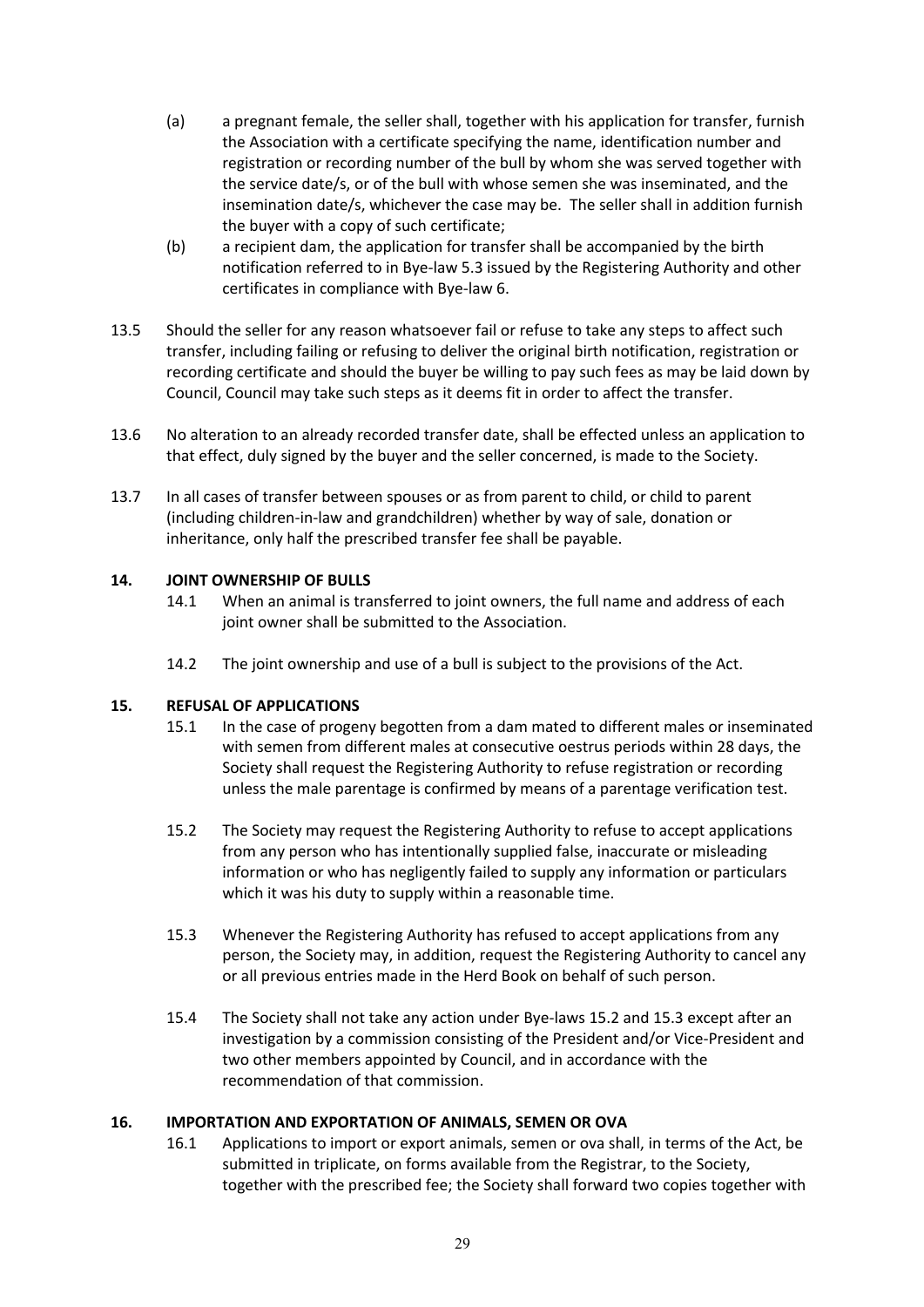(a) a pregnant female, the seller shall, together with his application for transfer, furnish the Association with a certificate specifying the name, identification number and registration or recording number of the bull by whom she was served together with the service date/s, or of the bull with whose semen she was inseminated, and the insemination date/s, whichever the case may be. The seller shall in addition furnish the buyer with a copy of such certificate;

(b) a recipient dam, the application for transfer shall be accompanied by the birth notification referred to in Bye-law 5.3 issued by the Registering Authority and other certificates in compliance with Bye-law 6.

13.5 Should the seller for any reason whatsoever fail or refuse to take any steps to affect such transfer, including failing or refusing to deliver the original birth notification, registration or recording certificate and should the buyer be willing to pay such fees as may be laid down by Council, Council may take such steps as it deems fit in order to affect the transfer.

13.6 No alteration to an already recorded transfer date, shall be effected unless an application to that effect, duly signed by the buyer and the seller concerned, is made to the Society.

13.7 In all cases of transfer between spouses or as from parent to child, or child to parent (including children-in-law and grandchildren) whether by way of sale, donation or inheritance, only half the prescribed transfer fee shall be payable.

## 14. JOINT OWNERSHIP OF BULLS

14.1 When an animal is transferred to joint owners, the full name and address of each joint owner shall be submitted to the Association.

14.2 The joint ownership and use of a bull is subject to the provisions of the Act.

## 15. REFUSAL OF APPLICATIONS

15.1 In the case of progeny begotten from a dam mated to different males or inseminated with semen from different males at consecutive oestrus periods within 28 days, the Society shall request the Registering Authority to refuse registration or recording unless the male parentage is confirmed by means of a parentage verification test.

15.2 The Society may request the Registering Authority to refuse to accept applications from any person who has intentionally supplied false, inaccurate or misleading information or who has negligently failed to supply any information or particulars which it was his duty to supply within a reasonable time.

15.3 Whenever the Registering Authority has refused to accept applications from any person, the Society may, in addition, request the Registering Authority to cancel any or all previous entries made in the Herd Book on behalf of such person.

15.4 The Society shall not take any action under Bye-laws 15.2 and 15.3 except after an investigation by a commission consisting of the President and/or Vice-President and two other members appointed by Council, and in accordance with the recommendation of that commission.

## 16. IMPORTATION AND EXPORTATION OF ANIMALS, SEMEN OR OVA

16.1 Applications to import or export animals, semen or ova shall, in terms of the Act, be submitted in triplicate, on forms available from the Registrar, to the Society, together with the prescribed fee; the Society shall forward two copies together with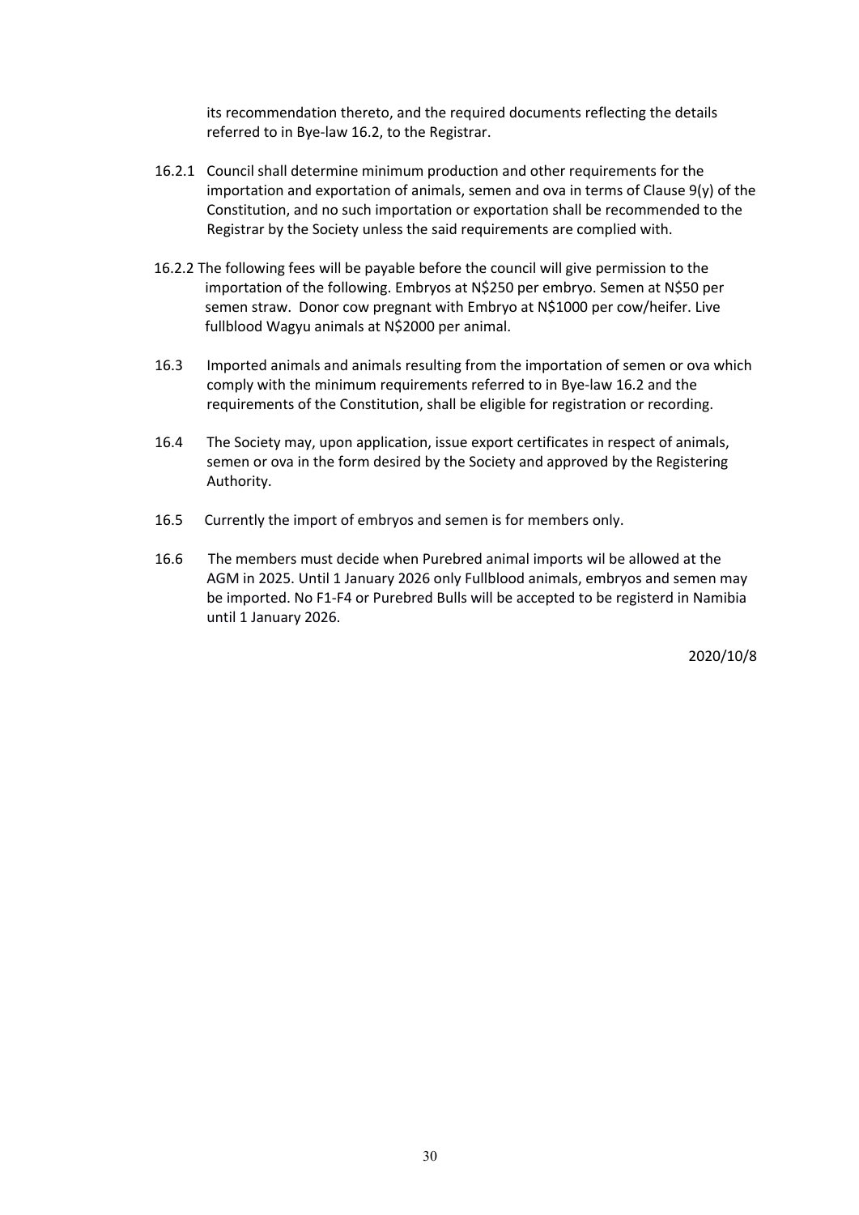its recommendation thereto, and the required documents reflecting the details referred to in Bye-law 16.2, to the Registrar.

16.2.1 Council shall determine minimum production and other requirements for the importation and exportation of animals, semen and ova in terms of Clause 9(y) of the Constitution, and no such importation or exportation shall be recommended to the Registrar by the Society unless the said requirements are complied with.

16.2.2 The following fees will be payable before the council will give permission to the importation of the following. Embryos at N$250 per embryo. Semen at N$50 per semen straw. Donor cow pregnant with Embryo at N$1000 per cow/heifer. Live fullblood Wagyu animals at N$2000 per animal.

16.3 Imported animals and animals resulting from the importation of semen or ova which comply with the minimum requirements referred to in Bye-law 16.2 and the requirements of the Constitution, shall be eligible for registration or recording.

16.4 The Society may, upon application, issue export certificates in respect of animals, semen or ova in the form desired by the Society and approved by the Registering Authority.

16.5 Currently the import of embryos and semen is for members only.

16.6 The members must decide when Purebred animal imports wil be allowed at the AGM in 2025. Until 1 January 2026 only Fullblood animals, embryos and semen may be imported. No F1-F4 or Purebred Bulls will be accepted to be registerd in Namibia until 1 January 2026.

2020/10/8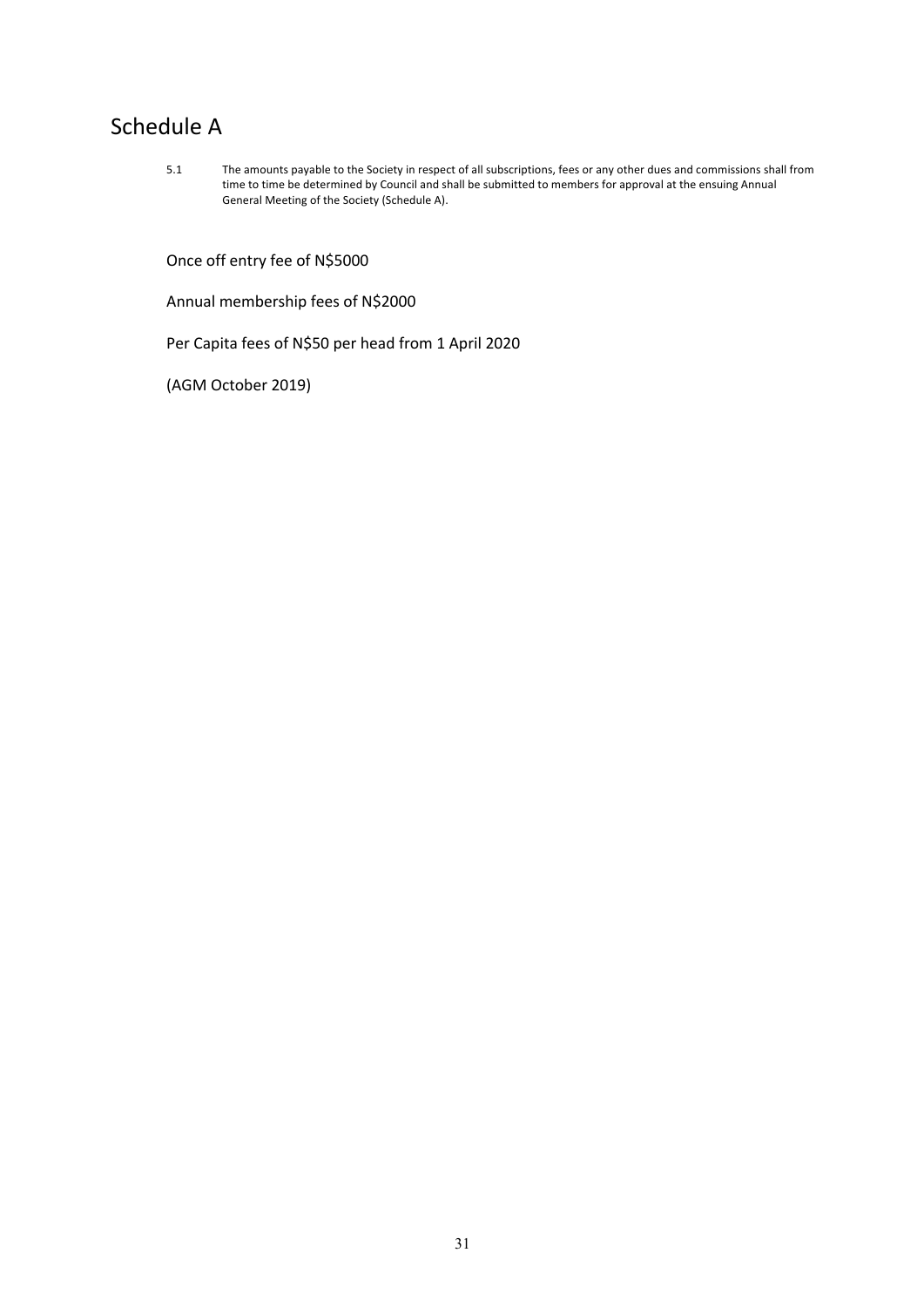# Schedule A

5.1 The amounts payable to the Society in respect of all subscriptions, fees or any other dues and commissions shall from time to time be determined by Council and shall be submitted to members for approval at the ensuing Annual General Meeting of the Society (Schedule A).

Once off entry fee of N$5000

Annual membership fees of N$2000

Per Capita fees of N$50 per head from 1 April 2020

(AGM October 2019)